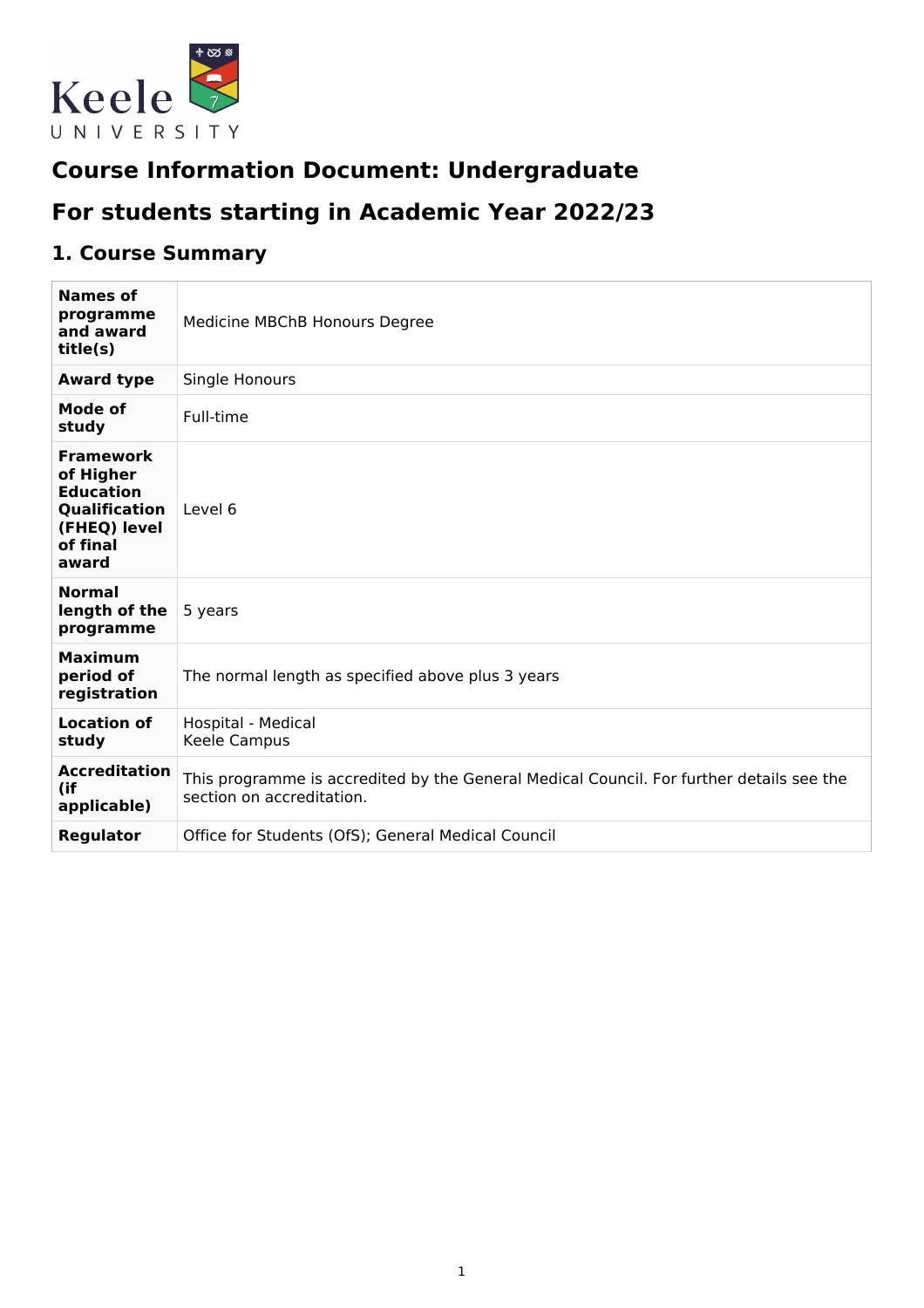# Course Information Document: Undergraduate

## For students starting in Academic Year 2022/23

## 1. Course Summary

| | |
|---|---|
| **Names of programme and award title(s)** | Medicine MBChB Honours Degree |
| **Award type** | Single Honours |
| **Mode of study** | Full-time |
| **Framework of Higher Education Qualification (FHEQ) level of final award** | Level 6 |
| **Normal length of the programme** | 5 years |
| **Maximum period of registration** | The normal length as specified above plus 3 years |
| **Location of study** | Hospital - Medical<br>Keele Campus |
| **Accreditation (if applicable)** | This programme is accredited by the General Medical Council. For further details see the section on accreditation. |
| **Regulator** | Office for Students (OfS); General Medical Council |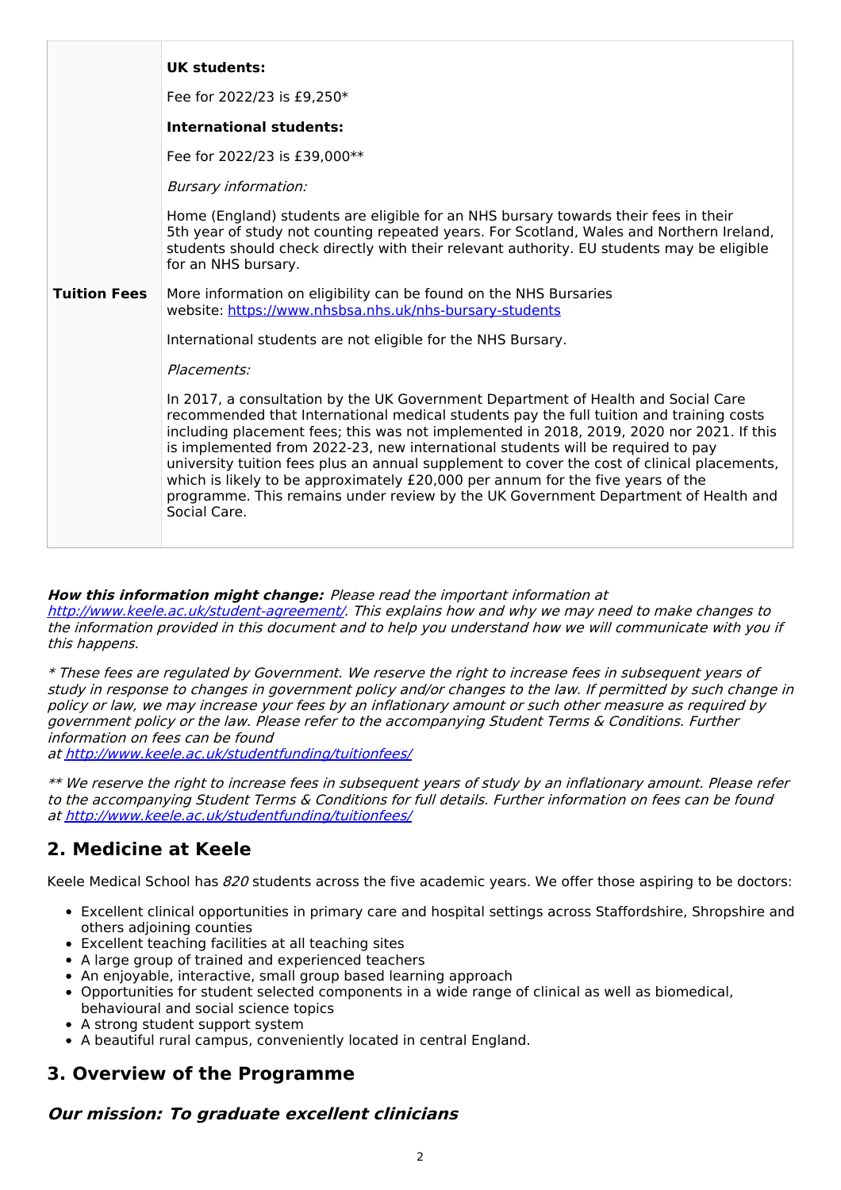| | |
|---|---|
| **Tuition Fees** | **UK students:**<br><br>Fee for 2022/23 is £9,250*<br><br>**International students:**<br><br>Fee for 2022/23 is £39,000**<br><br>*Bursary information:*<br><br>Home (England) students are eligible for an NHS bursary towards their fees in their 5th year of study not counting repeated years. For Scotland, Wales and Northern Ireland, students should check directly with their relevant authority. EU students may be eligible for an NHS bursary.<br><br>More information on eligibility can be found on the NHS Bursaries website: [https://www.nhsbsa.nhs.uk/nhs-bursary-students](https://www.nhsbsa.nhs.uk/nhs-bursary-students)<br><br>International students are not eligible for the NHS Bursary.<br><br>*Placements:*<br><br>In 2017, a consultation by the UK Government Department of Health and Social Care recommended that International medical students pay the full tuition and training costs including placement fees; this was not implemented in 2018, 2019, 2020 nor 2021. If this is implemented from 2022-23, new international students will be required to pay university tuition fees plus an annual supplement to cover the cost of clinical placements, which is likely to be approximately £20,000 per annum for the five years of the programme. This remains under review by the UK Government Department of Health and Social Care. |

***How this information might change:*** *Please read the important information at [http://www.keele.ac.uk/student-agreement/](http://www.keele.ac.uk/student-agreement/). This explains how and why we may need to make changes to the information provided in this document and to help you understand how we will communicate with you if this happens.*

*\* These fees are regulated by Government. We reserve the right to increase fees in subsequent years of study in response to changes in government policy and/or changes to the law. If permitted by such change in policy or law, we may increase your fees by an inflationary amount or such other measure as required by government policy or the law. Please refer to the accompanying Student Terms & Conditions. Further information on fees can be found at [http://www.keele.ac.uk/studentfunding/tuitionfees/](http://www.keele.ac.uk/studentfunding/tuitionfees/)*

*\*\* We reserve the right to increase fees in subsequent years of study by an inflationary amount. Please refer to the accompanying Student Terms & Conditions for full details. Further information on fees can be found at [http://www.keele.ac.uk/studentfunding/tuitionfees/](http://www.keele.ac.uk/studentfunding/tuitionfees/)*

## 2. Medicine at Keele

Keele Medical School has *820* students across the five academic years. We offer those aspiring to be doctors:

- Excellent clinical opportunities in primary care and hospital settings across Staffordshire, Shropshire and others adjoining counties
- Excellent teaching facilities at all teaching sites
- A large group of trained and experienced teachers
- An enjoyable, interactive, small group based learning approach
- Opportunities for student selected components in a wide range of clinical as well as biomedical, behavioural and social science topics
- A strong student support system
- A beautiful rural campus, conveniently located in central England.

## 3. Overview of the Programme

### *Our mission: To graduate excellent clinicians*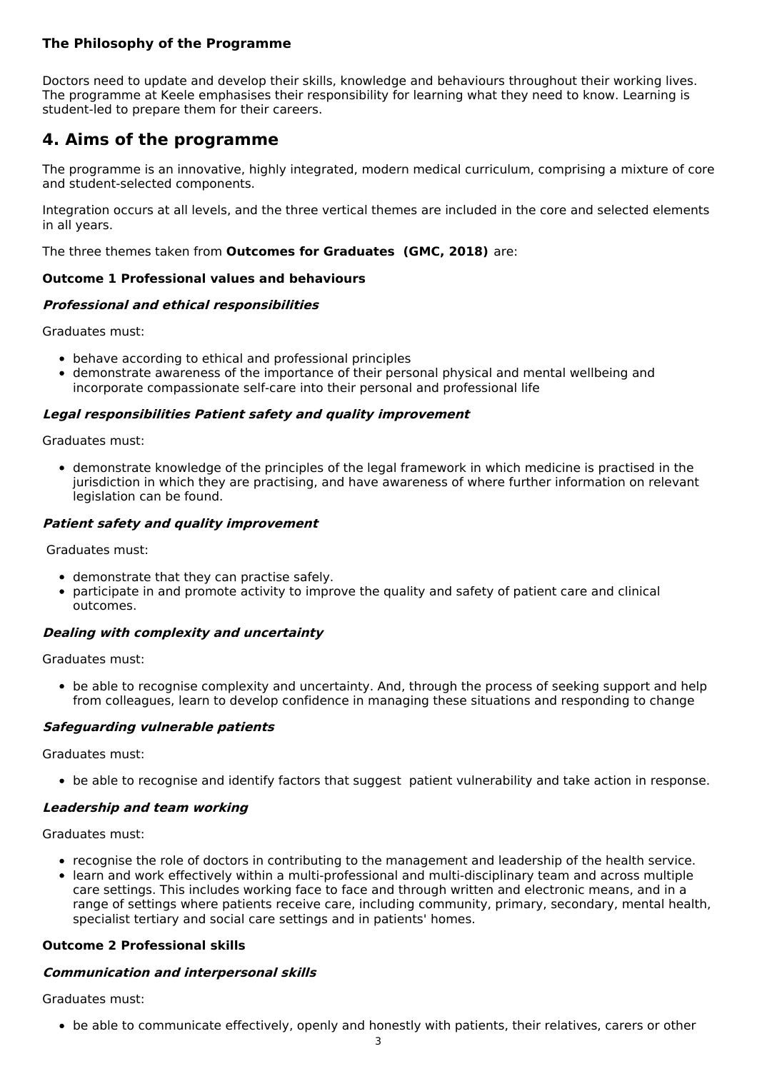**The Philosophy of the Programme**

Doctors need to update and develop their skills, knowledge and behaviours throughout their working lives. The programme at Keele emphasises their responsibility for learning what they need to know. Learning is student-led to prepare them for their careers.

## 4. Aims of the programme

The programme is an innovative, highly integrated, modern medical curriculum, comprising a mixture of core and student-selected components.

Integration occurs at all levels, and the three vertical themes are included in the core and selected elements in all years.

The three themes taken from **Outcomes for Graduates (GMC, 2018)** are:

**Outcome 1 Professional values and behaviours**

***Professional and ethical responsibilities***

Graduates must:

- behave according to ethical and professional principles
- demonstrate awareness of the importance of their personal physical and mental wellbeing and incorporate compassionate self-care into their personal and professional life

***Legal responsibilities Patient safety and quality improvement***

Graduates must:

- demonstrate knowledge of the principles of the legal framework in which medicine is practised in the jurisdiction in which they are practising, and have awareness of where further information on relevant legislation can be found.

***Patient safety and quality improvement***

Graduates must:

- demonstrate that they can practise safely.
- participate in and promote activity to improve the quality and safety of patient care and clinical outcomes.

***Dealing with complexity and uncertainty***

Graduates must:

- be able to recognise complexity and uncertainty. And, through the process of seeking support and help from colleagues, learn to develop confidence in managing these situations and responding to change

***Safeguarding vulnerable patients***

Graduates must:

- be able to recognise and identify factors that suggest patient vulnerability and take action in response.

***Leadership and team working***

Graduates must:

- recognise the role of doctors in contributing to the management and leadership of the health service.
- learn and work effectively within a multi-professional and multi-disciplinary team and across multiple care settings. This includes working face to face and through written and electronic means, and in a range of settings where patients receive care, including community, primary, secondary, mental health, specialist tertiary and social care settings and in patients' homes.

**Outcome 2 Professional skills**

***Communication and interpersonal skills***

Graduates must:

- be able to communicate effectively, openly and honestly with patients, their relatives, carers or other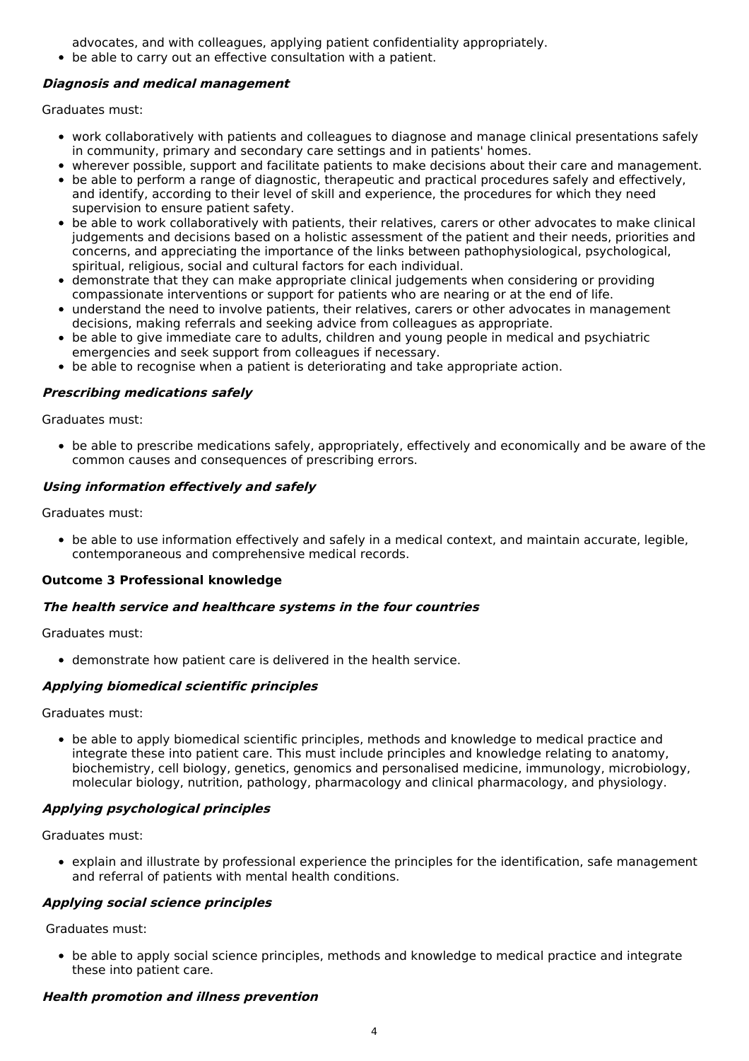advocates, and with colleagues, applying patient confidentiality appropriately.

- be able to carry out an effective consultation with a patient.

***Diagnosis and medical management***

Graduates must:

- work collaboratively with patients and colleagues to diagnose and manage clinical presentations safely in community, primary and secondary care settings and in patients' homes.
- wherever possible, support and facilitate patients to make decisions about their care and management.
- be able to perform a range of diagnostic, therapeutic and practical procedures safely and effectively, and identify, according to their level of skill and experience, the procedures for which they need supervision to ensure patient safety.
- be able to work collaboratively with patients, their relatives, carers or other advocates to make clinical judgements and decisions based on a holistic assessment of the patient and their needs, priorities and concerns, and appreciating the importance of the links between pathophysiological, psychological, spiritual, religious, social and cultural factors for each individual.
- demonstrate that they can make appropriate clinical judgements when considering or providing compassionate interventions or support for patients who are nearing or at the end of life.
- understand the need to involve patients, their relatives, carers or other advocates in management decisions, making referrals and seeking advice from colleagues as appropriate.
- be able to give immediate care to adults, children and young people in medical and psychiatric emergencies and seek support from colleagues if necessary.
- be able to recognise when a patient is deteriorating and take appropriate action.

***Prescribing medications safely***

Graduates must:

- be able to prescribe medications safely, appropriately, effectively and economically and be aware of the common causes and consequences of prescribing errors.

***Using information effectively and safely***

Graduates must:

- be able to use information effectively and safely in a medical context, and maintain accurate, legible, contemporaneous and comprehensive medical records.

**Outcome 3 Professional knowledge**

***The health service and healthcare systems in the four countries***

Graduates must:

- demonstrate how patient care is delivered in the health service.

***Applying biomedical scientific principles***

Graduates must:

- be able to apply biomedical scientific principles, methods and knowledge to medical practice and integrate these into patient care. This must include principles and knowledge relating to anatomy, biochemistry, cell biology, genetics, genomics and personalised medicine, immunology, microbiology, molecular biology, nutrition, pathology, pharmacology and clinical pharmacology, and physiology.

***Applying psychological principles***

Graduates must:

- explain and illustrate by professional experience the principles for the identification, safe management and referral of patients with mental health conditions.

***Applying social science principles***

Graduates must:

- be able to apply social science principles, methods and knowledge to medical practice and integrate these into patient care.

***Health promotion and illness prevention***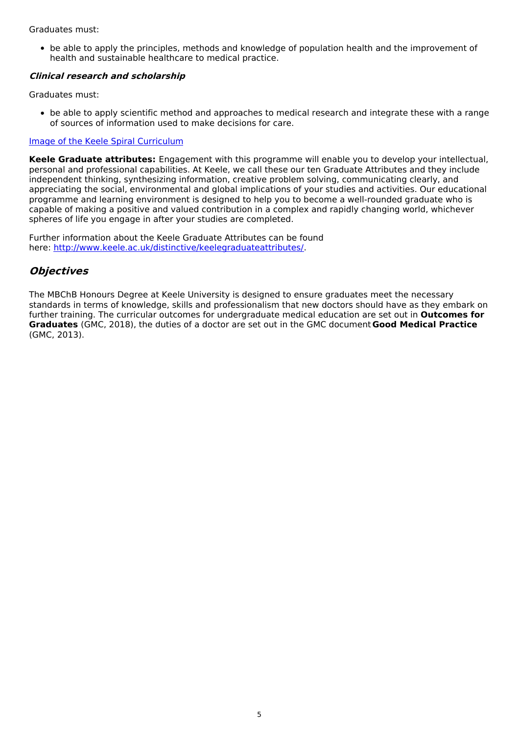Graduates must:

- be able to apply the principles, methods and knowledge of population health and the improvement of health and sustainable healthcare to medical practice.

***Clinical research and scholarship***

Graduates must:

- be able to apply scientific method and approaches to medical research and integrate these with a range of sources of information used to make decisions for care.

[Image of the Keele Spiral Curriculum]

**Keele Graduate attributes:** Engagement with this programme will enable you to develop your intellectual, personal and professional capabilities. At Keele, we call these our ten Graduate Attributes and they include independent thinking, synthesizing information, creative problem solving, communicating clearly, and appreciating the social, environmental and global implications of your studies and activities. Our educational programme and learning environment is designed to help you to become a well-rounded graduate who is capable of making a positive and valued contribution in a complex and rapidly changing world, whichever spheres of life you engage in after your studies are completed.

Further information about the Keele Graduate Attributes can be found here: http://www.keele.ac.uk/distinctive/keelegraduateattributes/.

## *Objectives*

The MBChB Honours Degree at Keele University is designed to ensure graduates meet the necessary standards in terms of knowledge, skills and professionalism that new doctors should have as they embark on further training. The curricular outcomes for undergraduate medical education are set out in **Outcomes for Graduates** (GMC, 2018), the duties of a doctor are set out in the GMC document **Good Medical Practice** (GMC, 2013).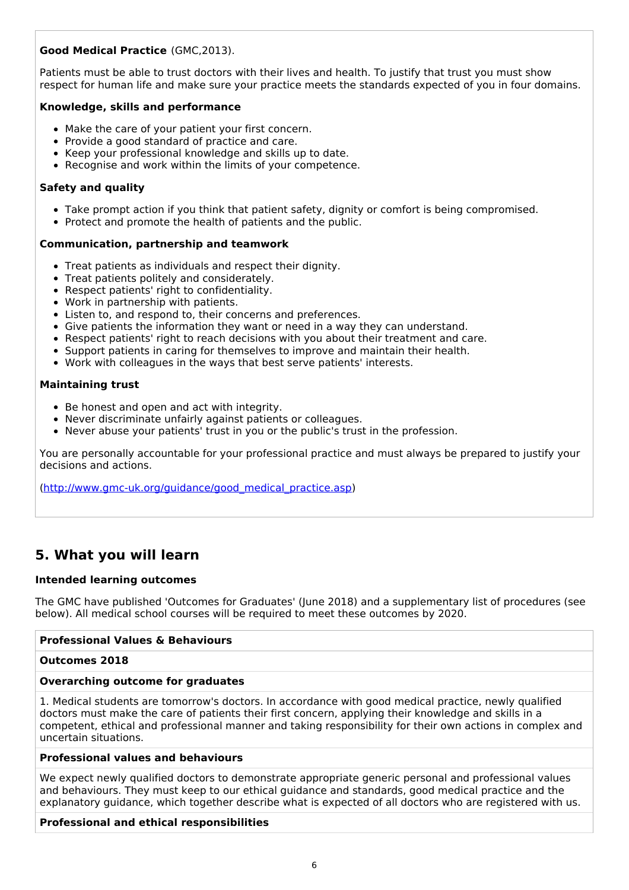**Good Medical Practice** (GMC,2013).

Patients must be able to trust doctors with their lives and health. To justify that trust you must show respect for human life and make sure your practice meets the standards expected of you in four domains.

**Knowledge, skills and performance**

- Make the care of your patient your first concern.
- Provide a good standard of practice and care.
- Keep your professional knowledge and skills up to date.
- Recognise and work within the limits of your competence.

**Safety and quality**

- Take prompt action if you think that patient safety, dignity or comfort is being compromised.
- Protect and promote the health of patients and the public.

**Communication, partnership and teamwork**

- Treat patients as individuals and respect their dignity.
- Treat patients politely and considerately.
- Respect patients' right to confidentiality.
- Work in partnership with patients.
- Listen to, and respond to, their concerns and preferences.
- Give patients the information they want or need in a way they can understand.
- Respect patients' right to reach decisions with you about their treatment and care.
- Support patients in caring for themselves to improve and maintain their health.
- Work with colleagues in the ways that best serve patients' interests.

**Maintaining trust**

- Be honest and open and act with integrity.
- Never discriminate unfairly against patients or colleagues.
- Never abuse your patients' trust in you or the public's trust in the profession.

You are personally accountable for your professional practice and must always be prepared to justify your decisions and actions.

(http://www.gmc-uk.org/guidance/good_medical_practice.asp)

## 5. What you will learn

**Intended learning outcomes**

The GMC have published 'Outcomes for Graduates' (June 2018) and a supplementary list of procedures (see below). All medical school courses will be required to meet these outcomes by 2020.

| **Professional Values & Behaviours** |
| --- |
| **Outcomes 2018** |
| **Overarching outcome for graduates** |
| 1. Medical students are tomorrow's doctors. In accordance with good medical practice, newly qualified doctors must make the care of patients their first concern, applying their knowledge and skills in a competent, ethical and professional manner and taking responsibility for their own actions in complex and uncertain situations. |
| **Professional values and behaviours** |
| We expect newly qualified doctors to demonstrate appropriate generic personal and professional values and behaviours. They must keep to our ethical guidance and standards, good medical practice and the explanatory guidance, which together describe what is expected of all doctors who are registered with us. |
| **Professional and ethical responsibilities** |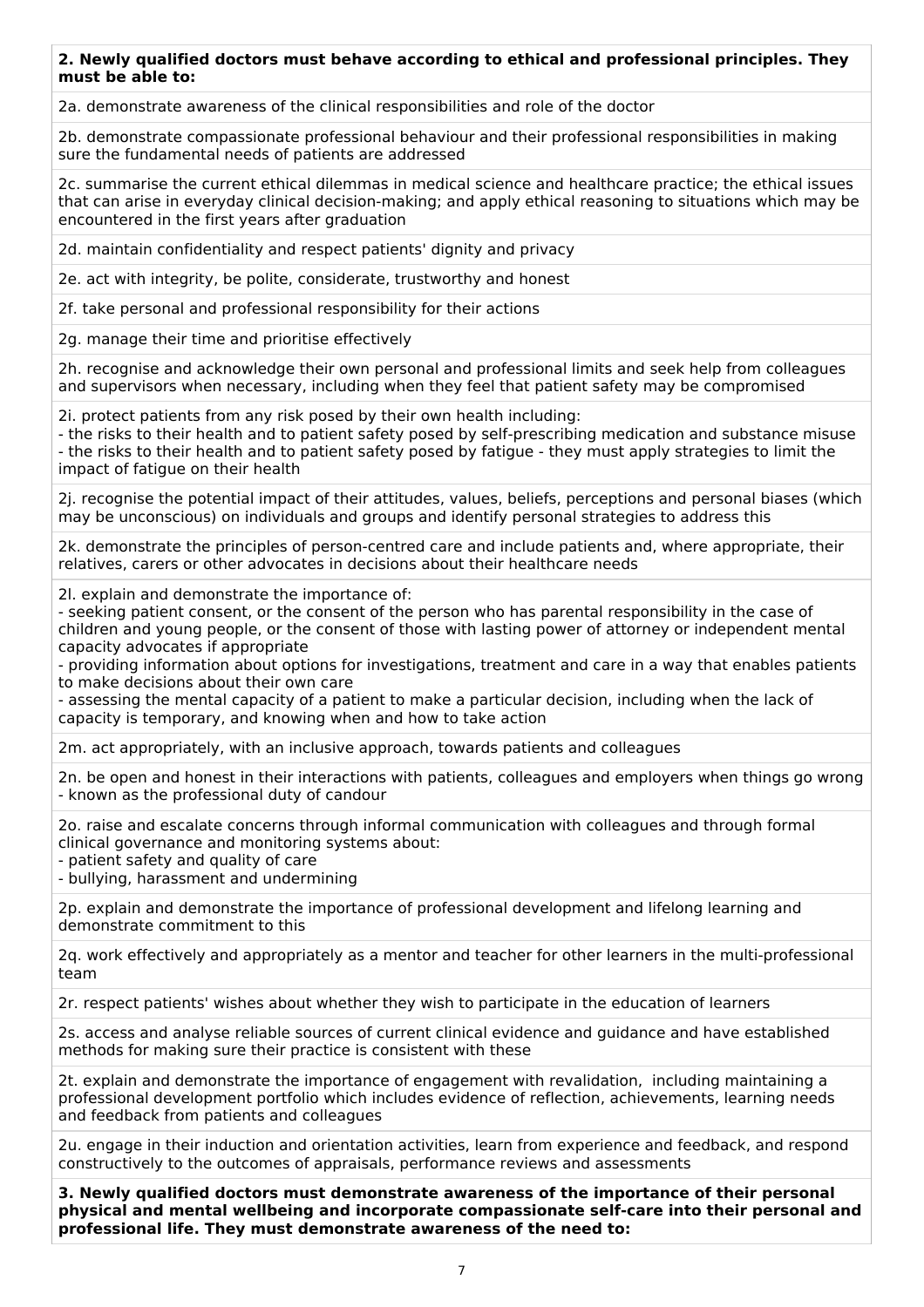**2. Newly qualified doctors must behave according to ethical and professional principles. They must be able to:**

2a. demonstrate awareness of the clinical responsibilities and role of the doctor

2b. demonstrate compassionate professional behaviour and their professional responsibilities in making sure the fundamental needs of patients are addressed

2c. summarise the current ethical dilemmas in medical science and healthcare practice; the ethical issues that can arise in everyday clinical decision-making; and apply ethical reasoning to situations which may be encountered in the first years after graduation

2d. maintain confidentiality and respect patients' dignity and privacy

2e. act with integrity, be polite, considerate, trustworthy and honest

2f. take personal and professional responsibility for their actions

2g. manage their time and prioritise effectively

2h. recognise and acknowledge their own personal and professional limits and seek help from colleagues and supervisors when necessary, including when they feel that patient safety may be compromised

2i. protect patients from any risk posed by their own health including:
- the risks to their health and to patient safety posed by self-prescribing medication and substance misuse
- the risks to their health and to patient safety posed by fatigue - they must apply strategies to limit the impact of fatigue on their health

2j. recognise the potential impact of their attitudes, values, beliefs, perceptions and personal biases (which may be unconscious) on individuals and groups and identify personal strategies to address this

2k. demonstrate the principles of person-centred care and include patients and, where appropriate, their relatives, carers or other advocates in decisions about their healthcare needs

2l. explain and demonstrate the importance of:
- seeking patient consent, or the consent of the person who has parental responsibility in the case of children and young people, or the consent of those with lasting power of attorney or independent mental capacity advocates if appropriate
- providing information about options for investigations, treatment and care in a way that enables patients to make decisions about their own care
- assessing the mental capacity of a patient to make a particular decision, including when the lack of capacity is temporary, and knowing when and how to take action

2m. act appropriately, with an inclusive approach, towards patients and colleagues

2n. be open and honest in their interactions with patients, colleagues and employers when things go wrong - known as the professional duty of candour

2o. raise and escalate concerns through informal communication with colleagues and through formal clinical governance and monitoring systems about:
- patient safety and quality of care
- bullying, harassment and undermining

2p. explain and demonstrate the importance of professional development and lifelong learning and demonstrate commitment to this

2q. work effectively and appropriately as a mentor and teacher for other learners in the multi-professional team

2r. respect patients' wishes about whether they wish to participate in the education of learners

2s. access and analyse reliable sources of current clinical evidence and guidance and have established methods for making sure their practice is consistent with these

2t. explain and demonstrate the importance of engagement with revalidation, including maintaining a professional development portfolio which includes evidence of reflection, achievements, learning needs and feedback from patients and colleagues

2u. engage in their induction and orientation activities, learn from experience and feedback, and respond constructively to the outcomes of appraisals, performance reviews and assessments

**3. Newly qualified doctors must demonstrate awareness of the importance of their personal physical and mental wellbeing and incorporate compassionate self-care into their personal and professional life. They must demonstrate awareness of the need to:**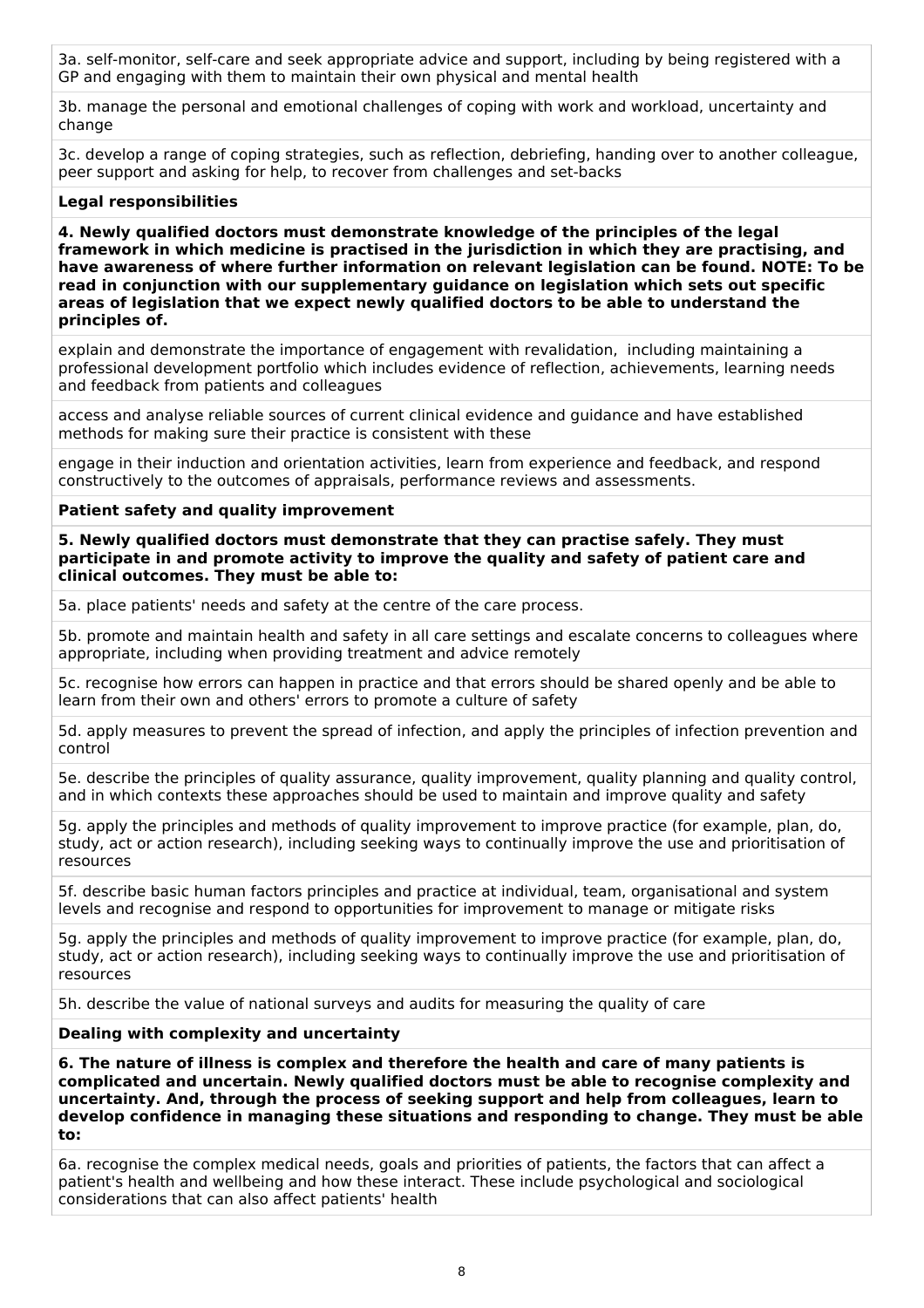3a. self-monitor, self-care and seek appropriate advice and support, including by being registered with a GP and engaging with them to maintain their own physical and mental health

3b. manage the personal and emotional challenges of coping with work and workload, uncertainty and change

3c. develop a range of coping strategies, such as reflection, debriefing, handing over to another colleague, peer support and asking for help, to recover from challenges and set-backs

**Legal responsibilities**

**4. Newly qualified doctors must demonstrate knowledge of the principles of the legal framework in which medicine is practised in the jurisdiction in which they are practising, and have awareness of where further information on relevant legislation can be found. NOTE: To be read in conjunction with our supplementary guidance on legislation which sets out specific areas of legislation that we expect newly qualified doctors to be able to understand the principles of.**

explain and demonstrate the importance of engagement with revalidation, including maintaining a professional development portfolio which includes evidence of reflection, achievements, learning needs and feedback from patients and colleagues

access and analyse reliable sources of current clinical evidence and guidance and have established methods for making sure their practice is consistent with these

engage in their induction and orientation activities, learn from experience and feedback, and respond constructively to the outcomes of appraisals, performance reviews and assessments.

**Patient safety and quality improvement**

**5. Newly qualified doctors must demonstrate that they can practise safely. They must participate in and promote activity to improve the quality and safety of patient care and clinical outcomes. They must be able to:**

5a. place patients' needs and safety at the centre of the care process.

5b. promote and maintain health and safety in all care settings and escalate concerns to colleagues where appropriate, including when providing treatment and advice remotely

5c. recognise how errors can happen in practice and that errors should be shared openly and be able to learn from their own and others' errors to promote a culture of safety

5d. apply measures to prevent the spread of infection, and apply the principles of infection prevention and control

5e. describe the principles of quality assurance, quality improvement, quality planning and quality control, and in which contexts these approaches should be used to maintain and improve quality and safety

5g. apply the principles and methods of quality improvement to improve practice (for example, plan, do, study, act or action research), including seeking ways to continually improve the use and prioritisation of resources

5f. describe basic human factors principles and practice at individual, team, organisational and system levels and recognise and respond to opportunities for improvement to manage or mitigate risks

5g. apply the principles and methods of quality improvement to improve practice (for example, plan, do, study, act or action research), including seeking ways to continually improve the use and prioritisation of resources

5h. describe the value of national surveys and audits for measuring the quality of care

**Dealing with complexity and uncertainty**

**6. The nature of illness is complex and therefore the health and care of many patients is complicated and uncertain. Newly qualified doctors must be able to recognise complexity and uncertainty. And, through the process of seeking support and help from colleagues, learn to develop confidence in managing these situations and responding to change. They must be able to:**

6a. recognise the complex medical needs, goals and priorities of patients, the factors that can affect a patient's health and wellbeing and how these interact. These include psychological and sociological considerations that can also affect patients' health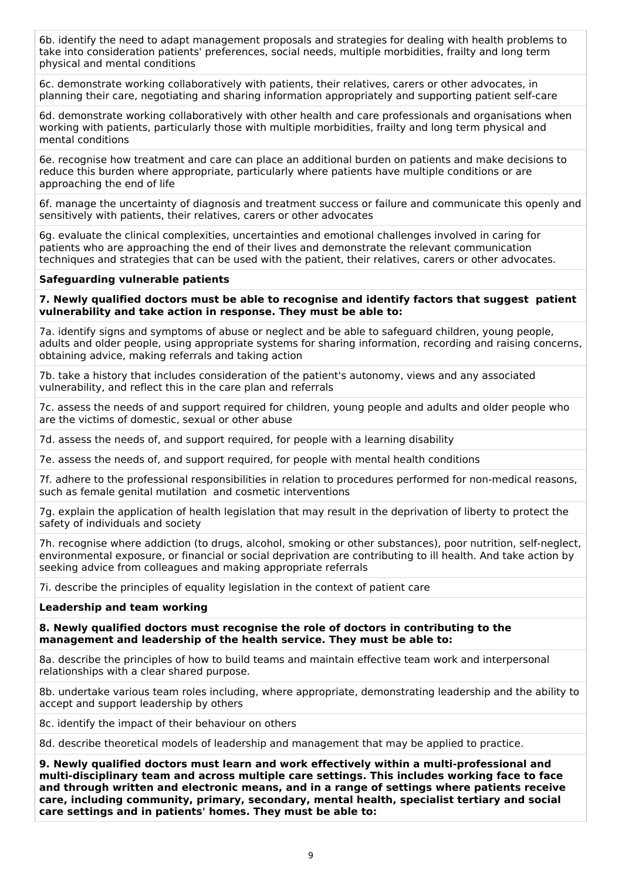6b. identify the need to adapt management proposals and strategies for dealing with health problems to take into consideration patients' preferences, social needs, multiple morbidities, frailty and long term physical and mental conditions

6c. demonstrate working collaboratively with patients, their relatives, carers or other advocates, in planning their care, negotiating and sharing information appropriately and supporting patient self-care

6d. demonstrate working collaboratively with other health and care professionals and organisations when working with patients, particularly those with multiple morbidities, frailty and long term physical and mental conditions

6e. recognise how treatment and care can place an additional burden on patients and make decisions to reduce this burden where appropriate, particularly where patients have multiple conditions or are approaching the end of life

6f. manage the uncertainty of diagnosis and treatment success or failure and communicate this openly and sensitively with patients, their relatives, carers or other advocates

6g. evaluate the clinical complexities, uncertainties and emotional challenges involved in caring for patients who are approaching the end of their lives and demonstrate the relevant communication techniques and strategies that can be used with the patient, their relatives, carers or other advocates.

**Safeguarding vulnerable patients**

**7. Newly qualified doctors must be able to recognise and identify factors that suggest patient vulnerability and take action in response. They must be able to:**

7a. identify signs and symptoms of abuse or neglect and be able to safeguard children, young people, adults and older people, using appropriate systems for sharing information, recording and raising concerns, obtaining advice, making referrals and taking action

7b. take a history that includes consideration of the patient's autonomy, views and any associated vulnerability, and reflect this in the care plan and referrals

7c. assess the needs of and support required for children, young people and adults and older people who are the victims of domestic, sexual or other abuse

7d. assess the needs of, and support required, for people with a learning disability

7e. assess the needs of, and support required, for people with mental health conditions

7f. adhere to the professional responsibilities in relation to procedures performed for non-medical reasons, such as female genital mutilation and cosmetic interventions

7g. explain the application of health legislation that may result in the deprivation of liberty to protect the safety of individuals and society

7h. recognise where addiction (to drugs, alcohol, smoking or other substances), poor nutrition, self-neglect, environmental exposure, or financial or social deprivation are contributing to ill health. And take action by seeking advice from colleagues and making appropriate referrals

7i. describe the principles of equality legislation in the context of patient care

**Leadership and team working**

**8. Newly qualified doctors must recognise the role of doctors in contributing to the management and leadership of the health service. They must be able to:**

8a. describe the principles of how to build teams and maintain effective team work and interpersonal relationships with a clear shared purpose.

8b. undertake various team roles including, where appropriate, demonstrating leadership and the ability to accept and support leadership by others

8c. identify the impact of their behaviour on others

8d. describe theoretical models of leadership and management that may be applied to practice.

**9. Newly qualified doctors must learn and work effectively within a multi-professional and multi-disciplinary team and across multiple care settings. This includes working face to face and through written and electronic means, and in a range of settings where patients receive care, including community, primary, secondary, mental health, specialist tertiary and social care settings and in patients' homes. They must be able to:**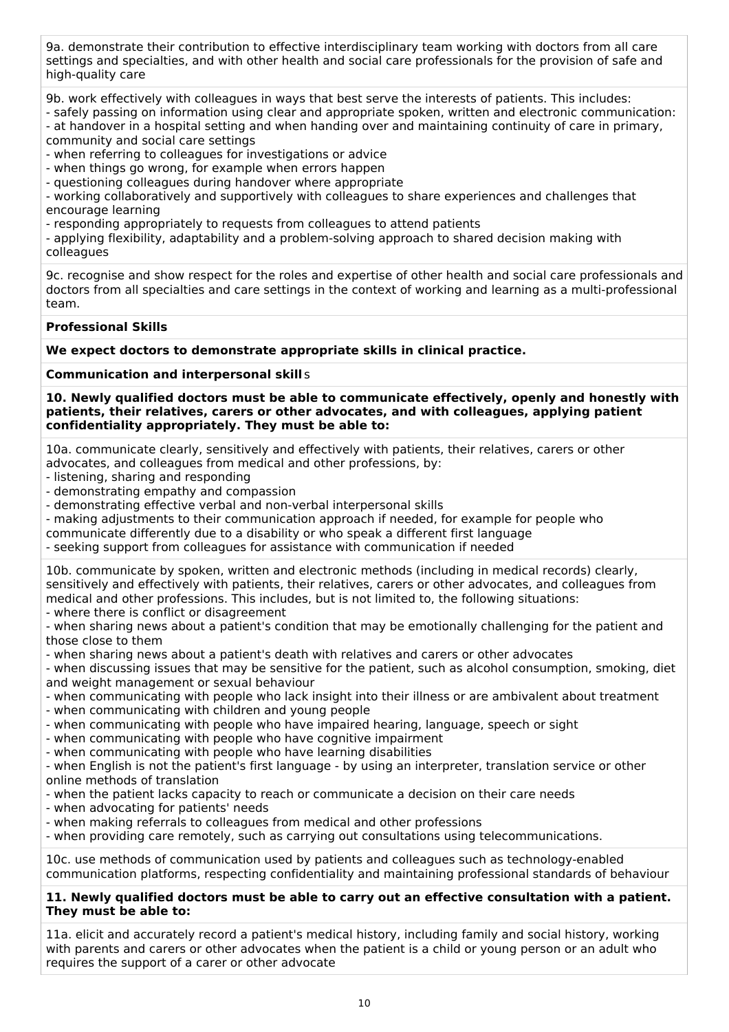9a. demonstrate their contribution to effective interdisciplinary team working with doctors from all care settings and specialties, and with other health and social care professionals for the provision of safe and high-quality care

9b. work effectively with colleagues in ways that best serve the interests of patients. This includes:
- safely passing on information using clear and appropriate spoken, written and electronic communication:
- at handover in a hospital setting and when handing over and maintaining continuity of care in primary, community and social care settings
- when referring to colleagues for investigations or advice
- when things go wrong, for example when errors happen
- questioning colleagues during handover where appropriate
- working collaboratively and supportively with colleagues to share experiences and challenges that encourage learning
- responding appropriately to requests from colleagues to attend patients
- applying flexibility, adaptability and a problem-solving approach to shared decision making with colleagues

9c. recognise and show respect for the roles and expertise of other health and social care professionals and doctors from all specialties and care settings in the context of working and learning as a multi-professional team.

**Professional Skills**

**We expect doctors to demonstrate appropriate skills in clinical practice.**

**Communication and interpersonal skills**

**10. Newly qualified doctors must be able to communicate effectively, openly and honestly with patients, their relatives, carers or other advocates, and with colleagues, applying patient confidentiality appropriately. They must be able to:**

10a. communicate clearly, sensitively and effectively with patients, their relatives, carers or other advocates, and colleagues from medical and other professions, by:
- listening, sharing and responding
- demonstrating empathy and compassion
- demonstrating effective verbal and non-verbal interpersonal skills
- making adjustments to their communication approach if needed, for example for people who communicate differently due to a disability or who speak a different first language
- seeking support from colleagues for assistance with communication if needed

10b. communicate by spoken, written and electronic methods (including in medical records) clearly, sensitively and effectively with patients, their relatives, carers or other advocates, and colleagues from medical and other professions. This includes, but is not limited to, the following situations:
- where there is conflict or disagreement
- when sharing news about a patient's condition that may be emotionally challenging for the patient and those close to them
- when sharing news about a patient's death with relatives and carers or other advocates
- when discussing issues that may be sensitive for the patient, such as alcohol consumption, smoking, diet and weight management or sexual behaviour
- when communicating with people who lack insight into their illness or are ambivalent about treatment
- when communicating with children and young people
- when communicating with people who have impaired hearing, language, speech or sight
- when communicating with people who have cognitive impairment
- when communicating with people who have learning disabilities
- when English is not the patient's first language - by using an interpreter, translation service or other online methods of translation
- when the patient lacks capacity to reach or communicate a decision on their care needs
- when advocating for patients' needs
- when making referrals to colleagues from medical and other professions
- when providing care remotely, such as carrying out consultations using telecommunications.

10c. use methods of communication used by patients and colleagues such as technology-enabled communication platforms, respecting confidentiality and maintaining professional standards of behaviour

**11. Newly qualified doctors must be able to carry out an effective consultation with a patient. They must be able to:**

11a. elicit and accurately record a patient's medical history, including family and social history, working with parents and carers or other advocates when the patient is a child or young person or an adult who requires the support of a carer or other advocate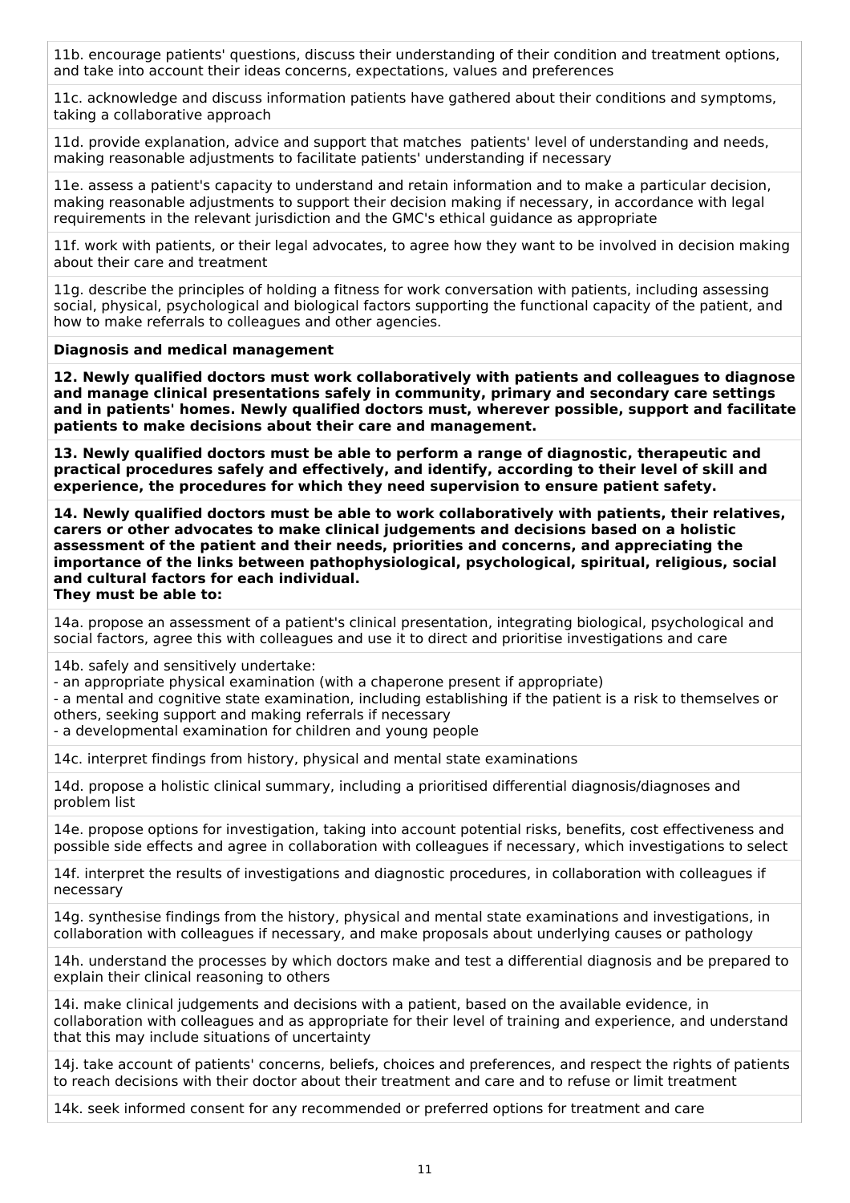11b. encourage patients' questions, discuss their understanding of their condition and treatment options, and take into account their ideas concerns, expectations, values and preferences

11c. acknowledge and discuss information patients have gathered about their conditions and symptoms, taking a collaborative approach

11d. provide explanation, advice and support that matches patients' level of understanding and needs, making reasonable adjustments to facilitate patients' understanding if necessary

11e. assess a patient's capacity to understand and retain information and to make a particular decision, making reasonable adjustments to support their decision making if necessary, in accordance with legal requirements in the relevant jurisdiction and the GMC's ethical guidance as appropriate

11f. work with patients, or their legal advocates, to agree how they want to be involved in decision making about their care and treatment

11g. describe the principles of holding a fitness for work conversation with patients, including assessing social, physical, psychological and biological factors supporting the functional capacity of the patient, and how to make referrals to colleagues and other agencies.

**Diagnosis and medical management**

**12. Newly qualified doctors must work collaboratively with patients and colleagues to diagnose and manage clinical presentations safely in community, primary and secondary care settings and in patients' homes. Newly qualified doctors must, wherever possible, support and facilitate patients to make decisions about their care and management.**

**13. Newly qualified doctors must be able to perform a range of diagnostic, therapeutic and practical procedures safely and effectively, and identify, according to their level of skill and experience, the procedures for which they need supervision to ensure patient safety.**

**14. Newly qualified doctors must be able to work collaboratively with patients, their relatives, carers or other advocates to make clinical judgements and decisions based on a holistic assessment of the patient and their needs, priorities and concerns, and appreciating the importance of the links between pathophysiological, psychological, spiritual, religious, social and cultural factors for each individual.**
**They must be able to:**

14a. propose an assessment of a patient's clinical presentation, integrating biological, psychological and social factors, agree this with colleagues and use it to direct and prioritise investigations and care

14b. safely and sensitively undertake:
- an appropriate physical examination (with a chaperone present if appropriate)
- a mental and cognitive state examination, including establishing if the patient is a risk to themselves or others, seeking support and making referrals if necessary
- a developmental examination for children and young people

14c. interpret findings from history, physical and mental state examinations

14d. propose a holistic clinical summary, including a prioritised differential diagnosis/diagnoses and problem list

14e. propose options for investigation, taking into account potential risks, benefits, cost effectiveness and possible side effects and agree in collaboration with colleagues if necessary, which investigations to select

14f. interpret the results of investigations and diagnostic procedures, in collaboration with colleagues if necessary

14g. synthesise findings from the history, physical and mental state examinations and investigations, in collaboration with colleagues if necessary, and make proposals about underlying causes or pathology

14h. understand the processes by which doctors make and test a differential diagnosis and be prepared to explain their clinical reasoning to others

14i. make clinical judgements and decisions with a patient, based on the available evidence, in collaboration with colleagues and as appropriate for their level of training and experience, and understand that this may include situations of uncertainty

14j. take account of patients' concerns, beliefs, choices and preferences, and respect the rights of patients to reach decisions with their doctor about their treatment and care and to refuse or limit treatment

14k. seek informed consent for any recommended or preferred options for treatment and care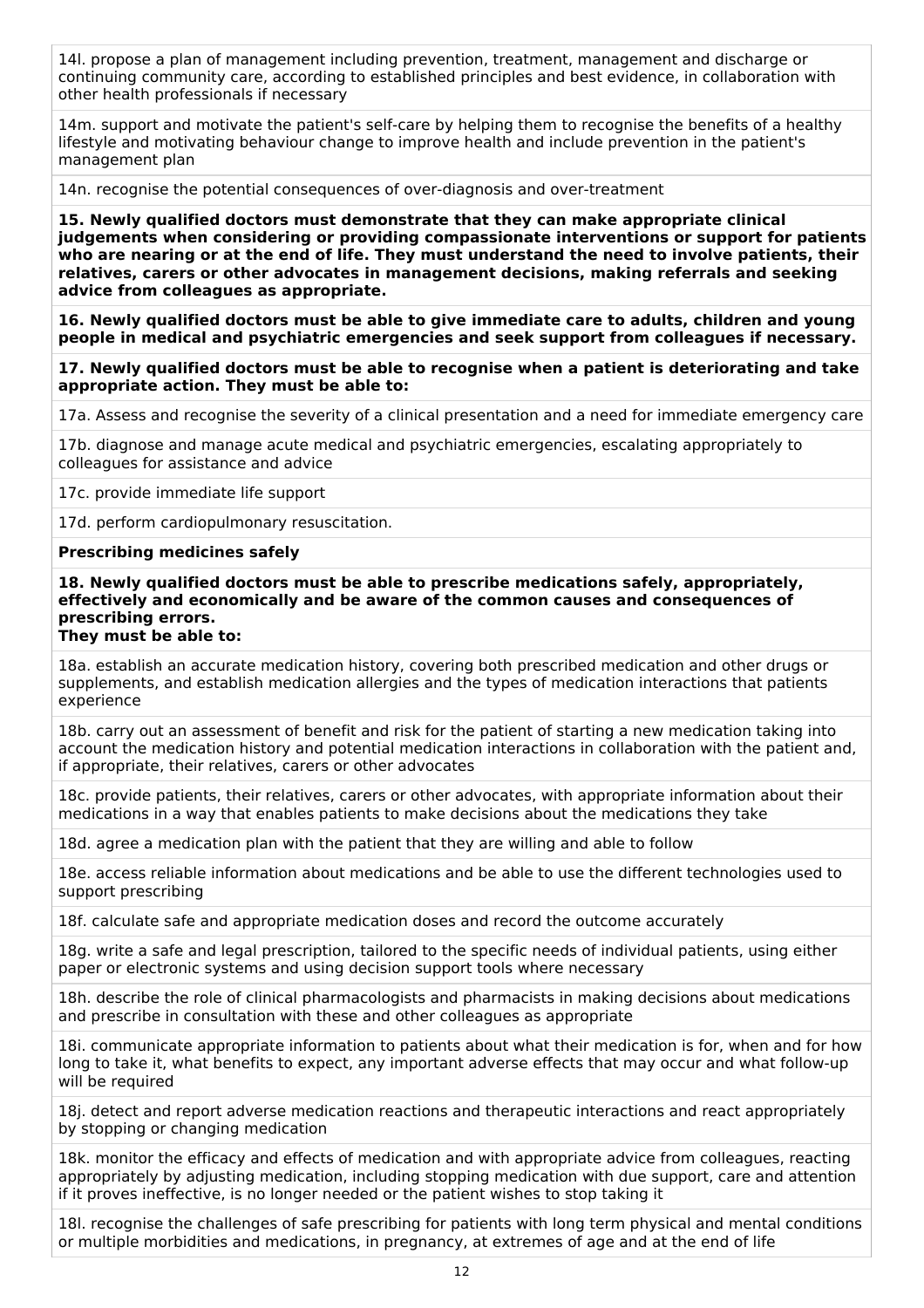14l. propose a plan of management including prevention, treatment, management and discharge or continuing community care, according to established principles and best evidence, in collaboration with other health professionals if necessary

14m. support and motivate the patient's self-care by helping them to recognise the benefits of a healthy lifestyle and motivating behaviour change to improve health and include prevention in the patient's management plan

14n. recognise the potential consequences of over-diagnosis and over-treatment

**15. Newly qualified doctors must demonstrate that they can make appropriate clinical judgements when considering or providing compassionate interventions or support for patients who are nearing or at the end of life. They must understand the need to involve patients, their relatives, carers or other advocates in management decisions, making referrals and seeking advice from colleagues as appropriate.**

**16. Newly qualified doctors must be able to give immediate care to adults, children and young people in medical and psychiatric emergencies and seek support from colleagues if necessary.**

**17. Newly qualified doctors must be able to recognise when a patient is deteriorating and take appropriate action. They must be able to:**

17a. Assess and recognise the severity of a clinical presentation and a need for immediate emergency care

17b. diagnose and manage acute medical and psychiatric emergencies, escalating appropriately to colleagues for assistance and advice

17c. provide immediate life support

17d. perform cardiopulmonary resuscitation.

**Prescribing medicines safely**

**18. Newly qualified doctors must be able to prescribe medications safely, appropriately, effectively and economically and be aware of the common causes and consequences of prescribing errors.**
**They must be able to:**

18a. establish an accurate medication history, covering both prescribed medication and other drugs or supplements, and establish medication allergies and the types of medication interactions that patients experience

18b. carry out an assessment of benefit and risk for the patient of starting a new medication taking into account the medication history and potential medication interactions in collaboration with the patient and, if appropriate, their relatives, carers or other advocates

18c. provide patients, their relatives, carers or other advocates, with appropriate information about their medications in a way that enables patients to make decisions about the medications they take

18d. agree a medication plan with the patient that they are willing and able to follow

18e. access reliable information about medications and be able to use the different technologies used to support prescribing

18f. calculate safe and appropriate medication doses and record the outcome accurately

18g. write a safe and legal prescription, tailored to the specific needs of individual patients, using either paper or electronic systems and using decision support tools where necessary

18h. describe the role of clinical pharmacologists and pharmacists in making decisions about medications and prescribe in consultation with these and other colleagues as appropriate

18i. communicate appropriate information to patients about what their medication is for, when and for how long to take it, what benefits to expect, any important adverse effects that may occur and what follow-up will be required

18j. detect and report adverse medication reactions and therapeutic interactions and react appropriately by stopping or changing medication

18k. monitor the efficacy and effects of medication and with appropriate advice from colleagues, reacting appropriately by adjusting medication, including stopping medication with due support, care and attention if it proves ineffective, is no longer needed or the patient wishes to stop taking it

18l. recognise the challenges of safe prescribing for patients with long term physical and mental conditions or multiple morbidities and medications, in pregnancy, at extremes of age and at the end of life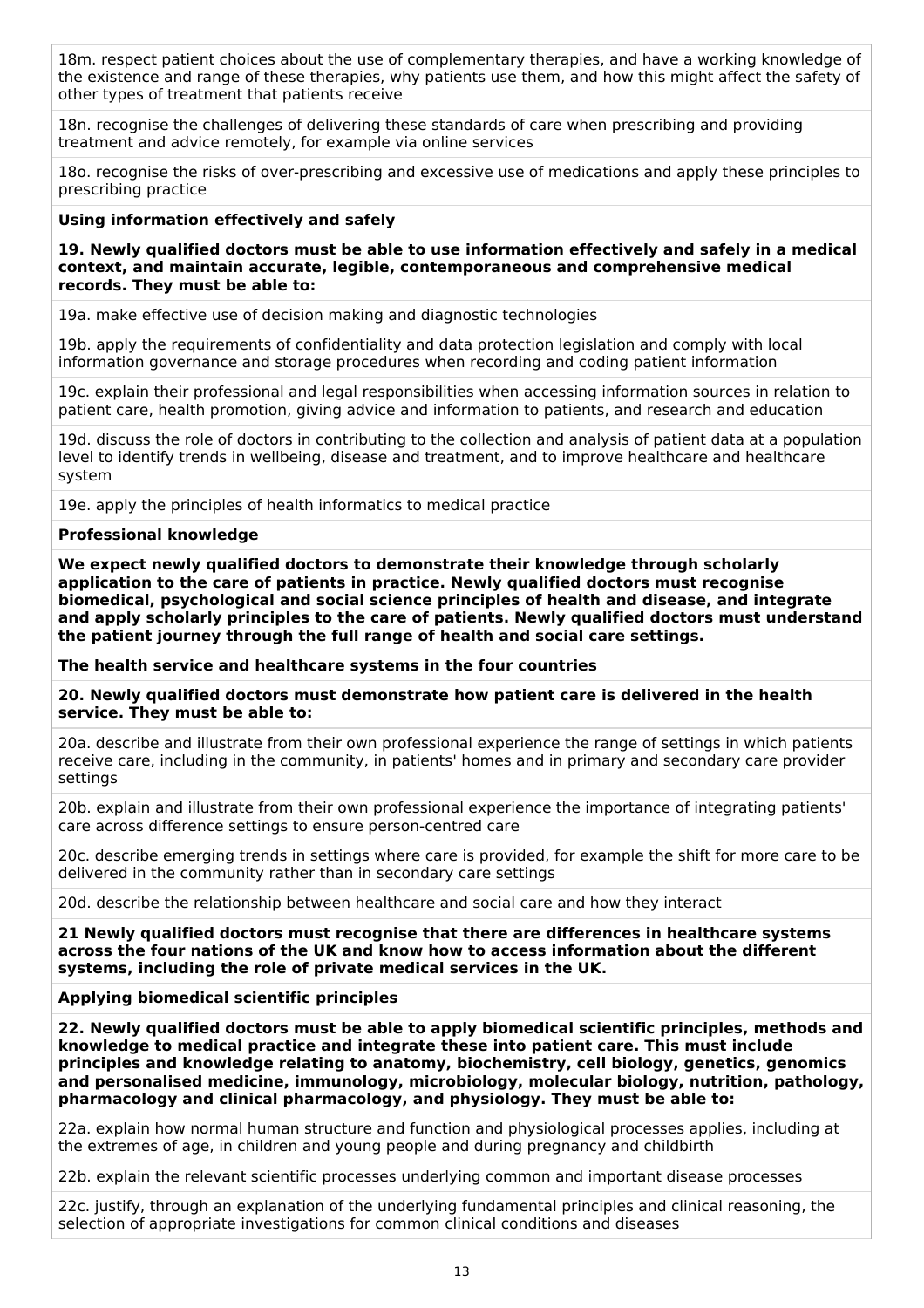18m. respect patient choices about the use of complementary therapies, and have a working knowledge of the existence and range of these therapies, why patients use them, and how this might affect the safety of other types of treatment that patients receive

18n. recognise the challenges of delivering these standards of care when prescribing and providing treatment and advice remotely, for example via online services

18o. recognise the risks of over-prescribing and excessive use of medications and apply these principles to prescribing practice

**Using information effectively and safely**

**19. Newly qualified doctors must be able to use information effectively and safely in a medical context, and maintain accurate, legible, contemporaneous and comprehensive medical records. They must be able to:**

19a. make effective use of decision making and diagnostic technologies

19b. apply the requirements of confidentiality and data protection legislation and comply with local information governance and storage procedures when recording and coding patient information

19c. explain their professional and legal responsibilities when accessing information sources in relation to patient care, health promotion, giving advice and information to patients, and research and education

19d. discuss the role of doctors in contributing to the collection and analysis of patient data at a population level to identify trends in wellbeing, disease and treatment, and to improve healthcare and healthcare system

19e. apply the principles of health informatics to medical practice

**Professional knowledge**

**We expect newly qualified doctors to demonstrate their knowledge through scholarly application to the care of patients in practice. Newly qualified doctors must recognise biomedical, psychological and social science principles of health and disease, and integrate and apply scholarly principles to the care of patients. Newly qualified doctors must understand the patient journey through the full range of health and social care settings.**

**The health service and healthcare systems in the four countries**

**20. Newly qualified doctors must demonstrate how patient care is delivered in the health service. They must be able to:**

20a. describe and illustrate from their own professional experience the range of settings in which patients receive care, including in the community, in patients' homes and in primary and secondary care provider settings

20b. explain and illustrate from their own professional experience the importance of integrating patients' care across difference settings to ensure person-centred care

20c. describe emerging trends in settings where care is provided, for example the shift for more care to be delivered in the community rather than in secondary care settings

20d. describe the relationship between healthcare and social care and how they interact

**21 Newly qualified doctors must recognise that there are differences in healthcare systems across the four nations of the UK and know how to access information about the different systems, including the role of private medical services in the UK.**

**Applying biomedical scientific principles**

**22. Newly qualified doctors must be able to apply biomedical scientific principles, methods and knowledge to medical practice and integrate these into patient care. This must include principles and knowledge relating to anatomy, biochemistry, cell biology, genetics, genomics and personalised medicine, immunology, microbiology, molecular biology, nutrition, pathology, pharmacology and clinical pharmacology, and physiology. They must be able to:**

22a. explain how normal human structure and function and physiological processes applies, including at the extremes of age, in children and young people and during pregnancy and childbirth

22b. explain the relevant scientific processes underlying common and important disease processes

22c. justify, through an explanation of the underlying fundamental principles and clinical reasoning, the selection of appropriate investigations for common clinical conditions and diseases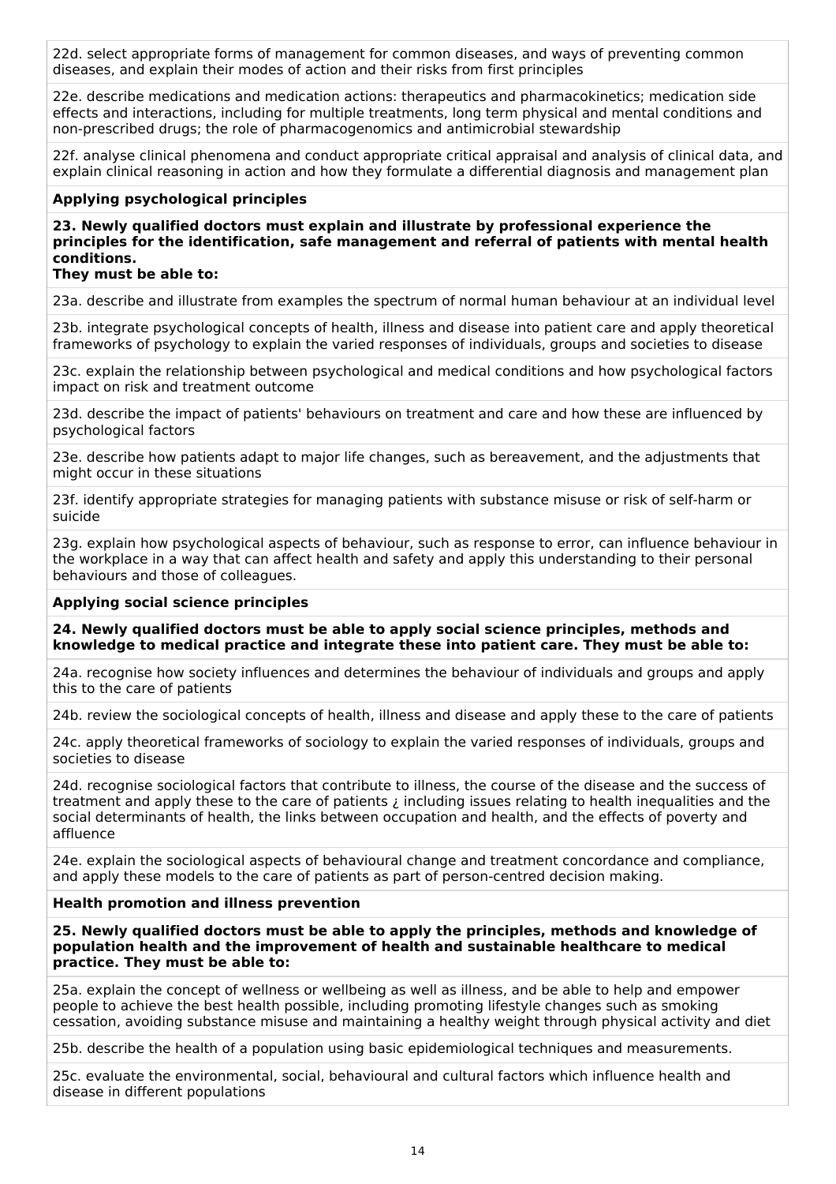22d. select appropriate forms of management for common diseases, and ways of preventing common diseases, and explain their modes of action and their risks from first principles

22e. describe medications and medication actions: therapeutics and pharmacokinetics; medication side effects and interactions, including for multiple treatments, long term physical and mental conditions and non-prescribed drugs; the role of pharmacogenomics and antimicrobial stewardship

22f. analyse clinical phenomena and conduct appropriate critical appraisal and analysis of clinical data, and explain clinical reasoning in action and how they formulate a differential diagnosis and management plan

**Applying psychological principles**

**23. Newly qualified doctors must explain and illustrate by professional experience the principles for the identification, safe management and referral of patients with mental health conditions.**
**They must be able to:**

23a. describe and illustrate from examples the spectrum of normal human behaviour at an individual level

23b. integrate psychological concepts of health, illness and disease into patient care and apply theoretical frameworks of psychology to explain the varied responses of individuals, groups and societies to disease

23c. explain the relationship between psychological and medical conditions and how psychological factors impact on risk and treatment outcome

23d. describe the impact of patients' behaviours on treatment and care and how these are influenced by psychological factors

23e. describe how patients adapt to major life changes, such as bereavement, and the adjustments that might occur in these situations

23f. identify appropriate strategies for managing patients with substance misuse or risk of self-harm or suicide

23g. explain how psychological aspects of behaviour, such as response to error, can influence behaviour in the workplace in a way that can affect health and safety and apply this understanding to their personal behaviours and those of colleagues.

**Applying social science principles**

**24. Newly qualified doctors must be able to apply social science principles, methods and knowledge to medical practice and integrate these into patient care. They must be able to:**

24a. recognise how society influences and determines the behaviour of individuals and groups and apply this to the care of patients

24b. review the sociological concepts of health, illness and disease and apply these to the care of patients

24c. apply theoretical frameworks of sociology to explain the varied responses of individuals, groups and societies to disease

24d. recognise sociological factors that contribute to illness, the course of the disease and the success of treatment and apply these to the care of patients ¿ including issues relating to health inequalities and the social determinants of health, the links between occupation and health, and the effects of poverty and affluence

24e. explain the sociological aspects of behavioural change and treatment concordance and compliance, and apply these models to the care of patients as part of person-centred decision making.

**Health promotion and illness prevention**

**25. Newly qualified doctors must be able to apply the principles, methods and knowledge of population health and the improvement of health and sustainable healthcare to medical practice. They must be able to:**

25a. explain the concept of wellness or wellbeing as well as illness, and be able to help and empower people to achieve the best health possible, including promoting lifestyle changes such as smoking cessation, avoiding substance misuse and maintaining a healthy weight through physical activity and diet

25b. describe the health of a population using basic epidemiological techniques and measurements.

25c. evaluate the environmental, social, behavioural and cultural factors which influence health and disease in different populations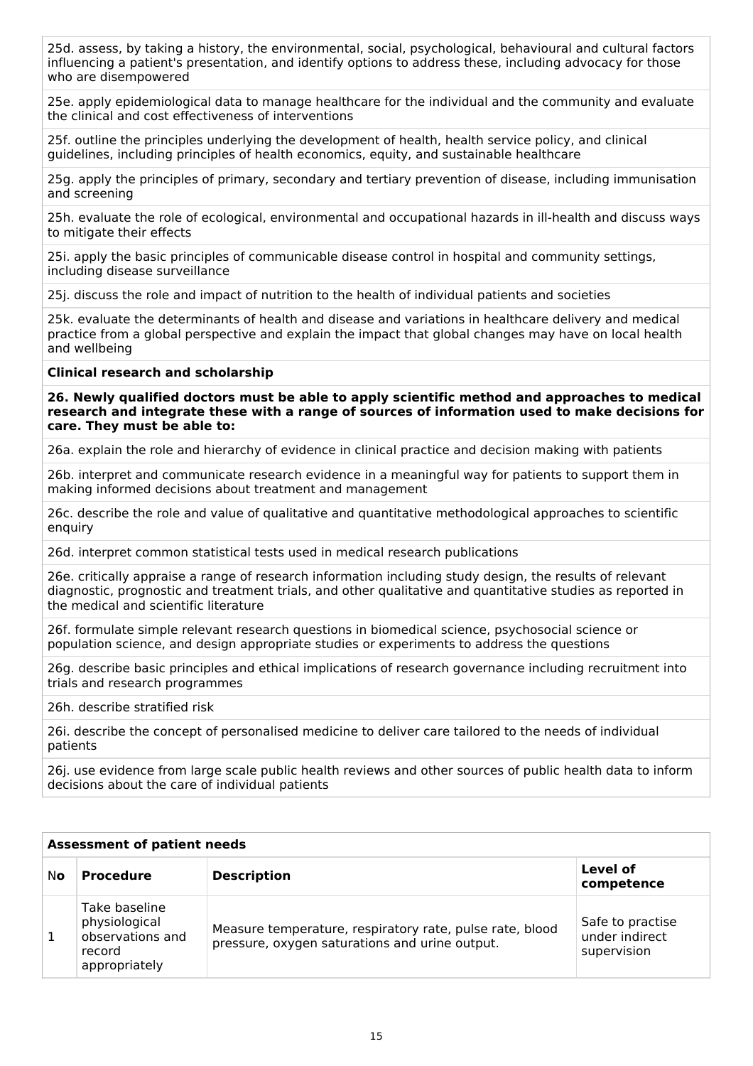25d. assess, by taking a history, the environmental, social, psychological, behavioural and cultural factors influencing a patient's presentation, and identify options to address these, including advocacy for those who are disempowered

25e. apply epidemiological data to manage healthcare for the individual and the community and evaluate the clinical and cost effectiveness of interventions

25f. outline the principles underlying the development of health, health service policy, and clinical guidelines, including principles of health economics, equity, and sustainable healthcare

25g. apply the principles of primary, secondary and tertiary prevention of disease, including immunisation and screening

25h. evaluate the role of ecological, environmental and occupational hazards in ill-health and discuss ways to mitigate their effects

25i. apply the basic principles of communicable disease control in hospital and community settings, including disease surveillance

25j. discuss the role and impact of nutrition to the health of individual patients and societies

25k. evaluate the determinants of health and disease and variations in healthcare delivery and medical practice from a global perspective and explain the impact that global changes may have on local health and wellbeing

**Clinical research and scholarship**

**26. Newly qualified doctors must be able to apply scientific method and approaches to medical research and integrate these with a range of sources of information used to make decisions for care. They must be able to:**

26a. explain the role and hierarchy of evidence in clinical practice and decision making with patients

26b. interpret and communicate research evidence in a meaningful way for patients to support them in making informed decisions about treatment and management

26c. describe the role and value of qualitative and quantitative methodological approaches to scientific enquiry

26d. interpret common statistical tests used in medical research publications

26e. critically appraise a range of research information including study design, the results of relevant diagnostic, prognostic and treatment trials, and other qualitative and quantitative studies as reported in the medical and scientific literature

26f. formulate simple relevant research questions in biomedical science, psychosocial science or population science, and design appropriate studies or experiments to address the questions

26g. describe basic principles and ethical implications of research governance including recruitment into trials and research programmes

26h. describe stratified risk

26i. describe the concept of personalised medicine to deliver care tailored to the needs of individual patients

26j. use evidence from large scale public health reviews and other sources of public health data to inform decisions about the care of individual patients

| **Assessment of patient needs** | | | |
|---|---|---|---|
| **No** | **Procedure** | **Description** | **Level of competence** |
| 1 | Take baseline physiological observations and record appropriately | Measure temperature, respiratory rate, pulse rate, blood pressure, oxygen saturations and urine output. | Safe to practise under indirect supervision |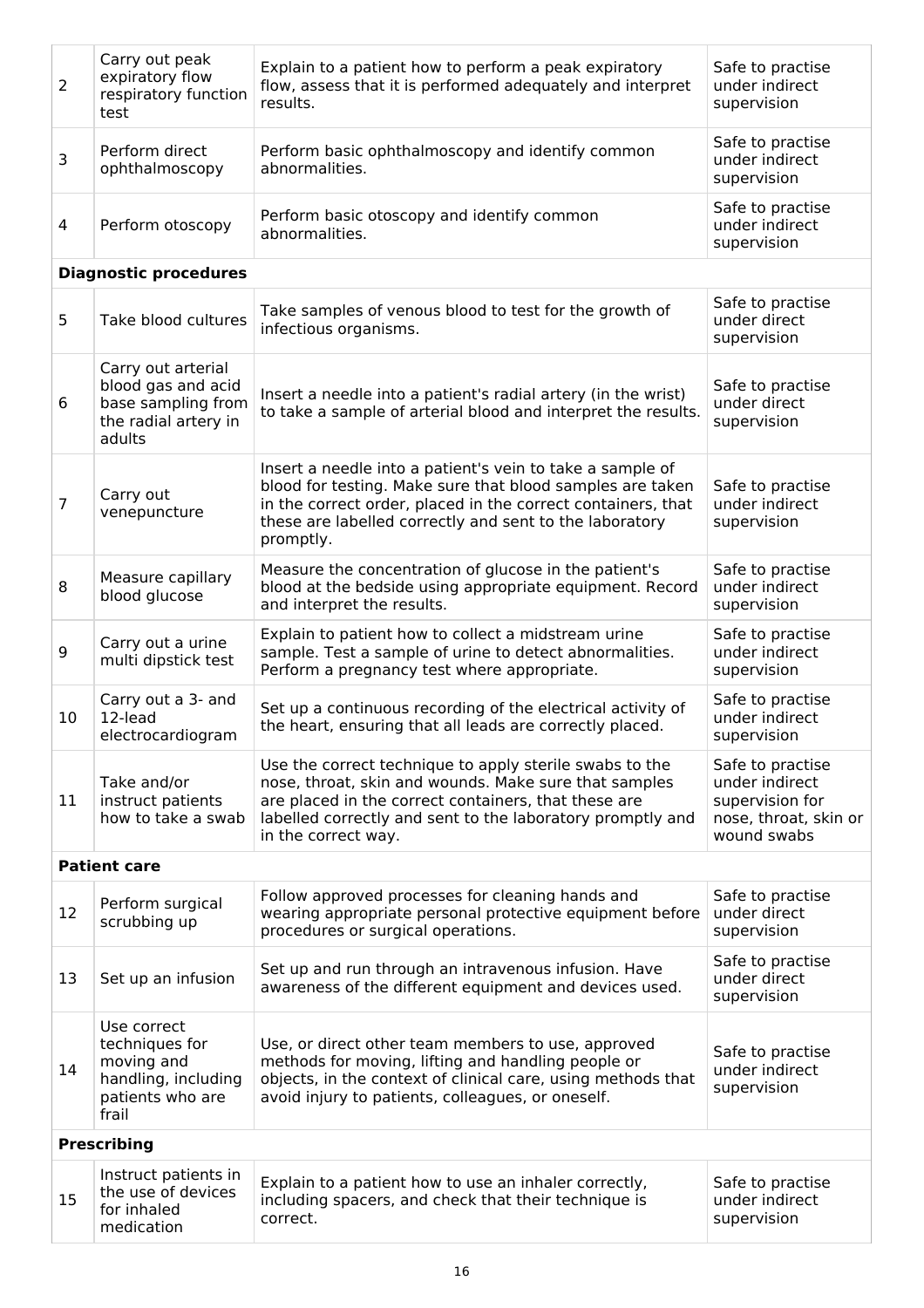| | | | |
|---|---|---|---|
| 2 | Carry out peak expiratory flow respiratory function test | Explain to a patient how to perform a peak expiratory flow, assess that it is performed adequately and interpret results. | Safe to practise under indirect supervision |
| 3 | Perform direct ophthalmoscopy | Perform basic ophthalmoscopy and identify common abnormalities. | Safe to practise under indirect supervision |
| 4 | Perform otoscopy | Perform basic otoscopy and identify common abnormalities. | Safe to practise under indirect supervision |
| **Diagnostic procedures** | | | |
| 5 | Take blood cultures | Take samples of venous blood to test for the growth of infectious organisms. | Safe to practise under direct supervision |
| 6 | Carry out arterial blood gas and acid base sampling from the radial artery in adults | Insert a needle into a patient's radial artery (in the wrist) to take a sample of arterial blood and interpret the results. | Safe to practise under direct supervision |
| 7 | Carry out venepuncture | Insert a needle into a patient's vein to take a sample of blood for testing. Make sure that blood samples are taken in the correct order, placed in the correct containers, that these are labelled correctly and sent to the laboratory promptly. | Safe to practise under indirect supervision |
| 8 | Measure capillary blood glucose | Measure the concentration of glucose in the patient's blood at the bedside using appropriate equipment. Record and interpret the results. | Safe to practise under indirect supervision |
| 9 | Carry out a urine multi dipstick test | Explain to patient how to collect a midstream urine sample. Test a sample of urine to detect abnormalities. Perform a pregnancy test where appropriate. | Safe to practise under indirect supervision |
| 10 | Carry out a 3- and 12-lead electrocardiogram | Set up a continuous recording of the electrical activity of the heart, ensuring that all leads are correctly placed. | Safe to practise under indirect supervision |
| 11 | Take and/or instruct patients how to take a swab | Use the correct technique to apply sterile swabs to the nose, throat, skin and wounds. Make sure that samples are placed in the correct containers, that these are labelled correctly and sent to the laboratory promptly and in the correct way. | Safe to practise under indirect supervision for nose, throat, skin or wound swabs |
| **Patient care** | | | |
| 12 | Perform surgical scrubbing up | Follow approved processes for cleaning hands and wearing appropriate personal protective equipment before procedures or surgical operations. | Safe to practise under direct supervision |
| 13 | Set up an infusion | Set up and run through an intravenous infusion. Have awareness of the different equipment and devices used. | Safe to practise under direct supervision |
| 14 | Use correct techniques for moving and handling, including patients who are frail | Use, or direct other team members to use, approved methods for moving, lifting and handling people or objects, in the context of clinical care, using methods that avoid injury to patients, colleagues, or oneself. | Safe to practise under indirect supervision |
| **Prescribing** | | | |
| 15 | Instruct patients in the use of devices for inhaled medication | Explain to a patient how to use an inhaler correctly, including spacers, and check that their technique is correct. | Safe to practise under indirect supervision |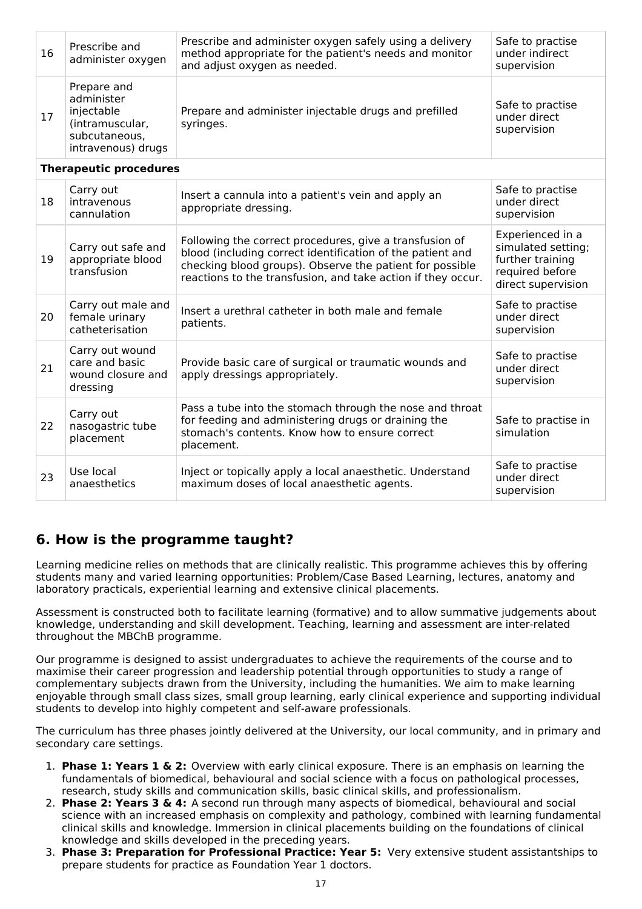| | | | |
|---|---|---|---|
| 16 | Prescribe and administer oxygen | Prescribe and administer oxygen safely using a delivery method appropriate for the patient's needs and monitor and adjust oxygen as needed. | Safe to practise under indirect supervision |
| 17 | Prepare and administer injectable (intramuscular, subcutaneous, intravenous) drugs | Prepare and administer injectable drugs and prefilled syringes. | Safe to practise under direct supervision |
| **Therapeutic procedures** | | | |
| 18 | Carry out intravenous cannulation | Insert a cannula into a patient's vein and apply an appropriate dressing. | Safe to practise under direct supervision |
| 19 | Carry out safe and appropriate blood transfusion | Following the correct procedures, give a transfusion of blood (including correct identification of the patient and checking blood groups). Observe the patient for possible reactions to the transfusion, and take action if they occur. | Experienced in a simulated setting; further training required before direct supervision |
| 20 | Carry out male and female urinary catheterisation | Insert a urethral catheter in both male and female patients. | Safe to practise under direct supervision |
| 21 | Carry out wound care and basic wound closure and dressing | Provide basic care of surgical or traumatic wounds and apply dressings appropriately. | Safe to practise under direct supervision |
| 22 | Carry out nasogastric tube placement | Pass a tube into the stomach through the nose and throat for feeding and administering drugs or draining the stomach's contents. Know how to ensure correct placement. | Safe to practise in simulation |
| 23 | Use local anaesthetics | Inject or topically apply a local anaesthetic. Understand maximum doses of local anaesthetic agents. | Safe to practise under direct supervision |

## 6. How is the programme taught?

Learning medicine relies on methods that are clinically realistic. This programme achieves this by offering students many and varied learning opportunities: Problem/Case Based Learning, lectures, anatomy and laboratory practicals, experiential learning and extensive clinical placements.

Assessment is constructed both to facilitate learning (formative) and to allow summative judgements about knowledge, understanding and skill development. Teaching, learning and assessment are inter-related throughout the MBChB programme.

Our programme is designed to assist undergraduates to achieve the requirements of the course and to maximise their career progression and leadership potential through opportunities to study a range of complementary subjects drawn from the University, including the humanities. We aim to make learning enjoyable through small class sizes, small group learning, early clinical experience and supporting individual students to develop into highly competent and self-aware professionals.

The curriculum has three phases jointly delivered at the University, our local community, and in primary and secondary care settings.

1. **Phase 1: Years 1 & 2:** Overview with early clinical exposure. There is an emphasis on learning the fundamentals of biomedical, behavioural and social science with a focus on pathological processes, research, study skills and communication skills, basic clinical skills, and professionalism.
2. **Phase 2: Years 3 & 4:** A second run through many aspects of biomedical, behavioural and social science with an increased emphasis on complexity and pathology, combined with learning fundamental clinical skills and knowledge. Immersion in clinical placements building on the foundations of clinical knowledge and skills developed in the preceding years.
3. **Phase 3: Preparation for Professional Practice: Year 5:** Very extensive student assistantships to prepare students for practice as Foundation Year 1 doctors.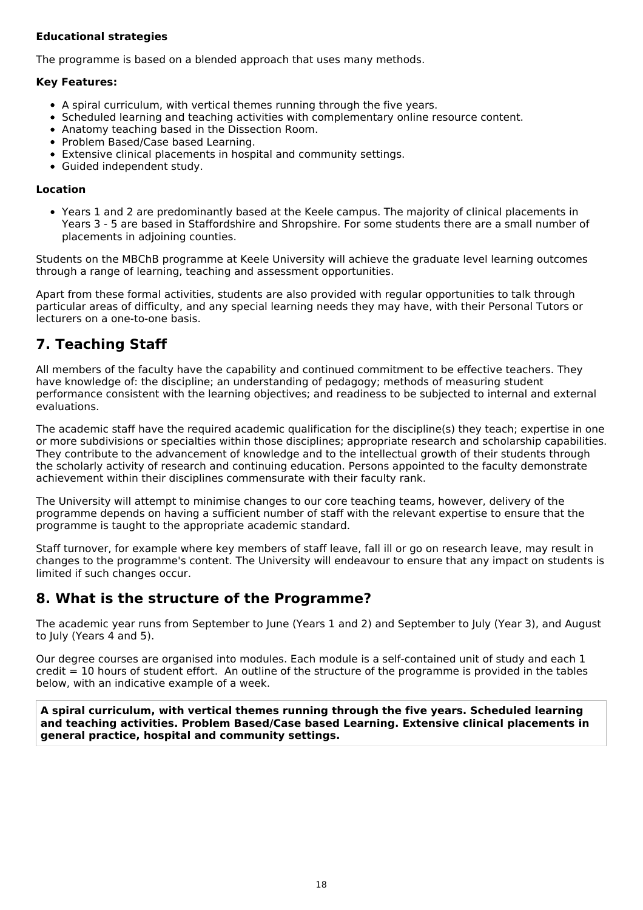**Educational strategies**

The programme is based on a blended approach that uses many methods.

**Key Features:**

- A spiral curriculum, with vertical themes running through the five years.
- Scheduled learning and teaching activities with complementary online resource content.
- Anatomy teaching based in the Dissection Room.
- Problem Based/Case based Learning.
- Extensive clinical placements in hospital and community settings.
- Guided independent study.

**Location**

- Years 1 and 2 are predominantly based at the Keele campus. The majority of clinical placements in Years 3 - 5 are based in Staffordshire and Shropshire. For some students there are a small number of placements in adjoining counties.

Students on the MBChB programme at Keele University will achieve the graduate level learning outcomes through a range of learning, teaching and assessment opportunities.

Apart from these formal activities, students are also provided with regular opportunities to talk through particular areas of difficulty, and any special learning needs they may have, with their Personal Tutors or lecturers on a one-to-one basis.

## 7. Teaching Staff

All members of the faculty have the capability and continued commitment to be effective teachers. They have knowledge of: the discipline; an understanding of pedagogy; methods of measuring student performance consistent with the learning objectives; and readiness to be subjected to internal and external evaluations.

The academic staff have the required academic qualification for the discipline(s) they teach; expertise in one or more subdivisions or specialties within those disciplines; appropriate research and scholarship capabilities. They contribute to the advancement of knowledge and to the intellectual growth of their students through the scholarly activity of research and continuing education. Persons appointed to the faculty demonstrate achievement within their disciplines commensurate with their faculty rank.

The University will attempt to minimise changes to our core teaching teams, however, delivery of the programme depends on having a sufficient number of staff with the relevant expertise to ensure that the programme is taught to the appropriate academic standard.

Staff turnover, for example where key members of staff leave, fall ill or go on research leave, may result in changes to the programme's content. The University will endeavour to ensure that any impact on students is limited if such changes occur.

## 8. What is the structure of the Programme?

The academic year runs from September to June (Years 1 and 2) and September to July (Year 3), and August to July (Years 4 and 5).

Our degree courses are organised into modules. Each module is a self-contained unit of study and each 1 credit = 10 hours of student effort. An outline of the structure of the programme is provided in the tables below, with an indicative example of a week.

**A spiral curriculum, with vertical themes running through the five years. Scheduled learning and teaching activities. Problem Based/Case based Learning. Extensive clinical placements in general practice, hospital and community settings.**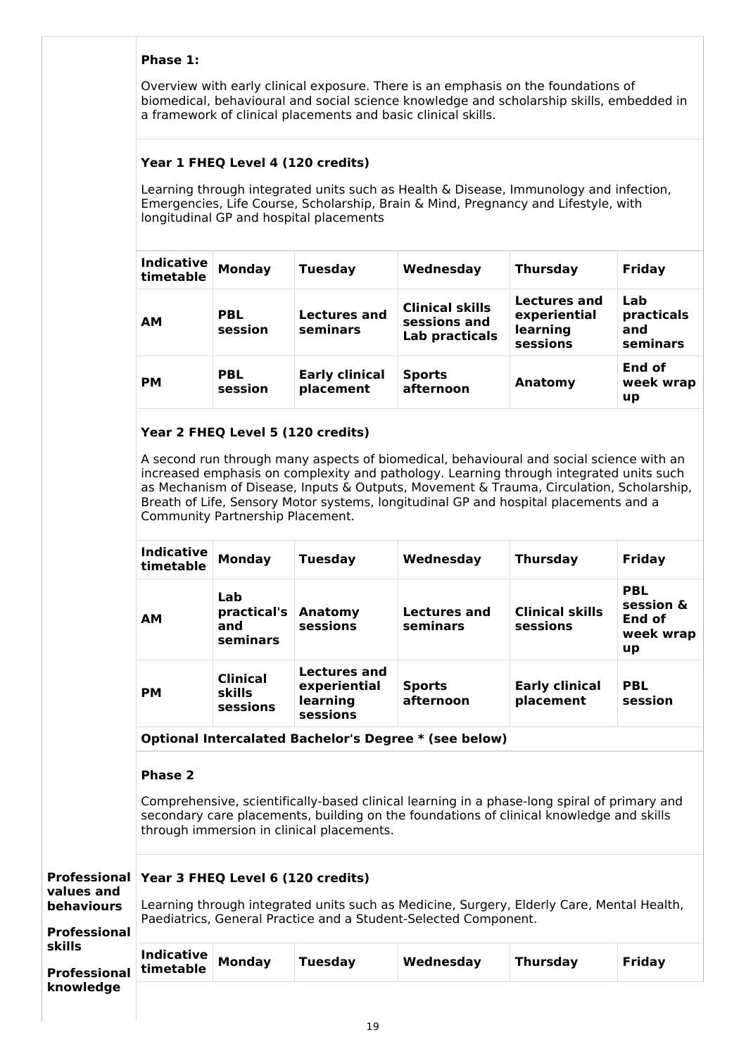**Phase 1:**

Overview with early clinical exposure. There is an emphasis on the foundations of biomedical, behavioural and social science knowledge and scholarship skills, embedded in a framework of clinical placements and basic clinical skills.

**Year 1 FHEQ Level 4 (120 credits)**

Learning through integrated units such as Health & Disease, Immunology and infection, Emergencies, Life Course, Scholarship, Brain & Mind, Pregnancy and Lifestyle, with longitudinal GP and hospital placements

| Indicative timetable | Monday | Tuesday | Wednesday | Thursday | Friday |
|---|---|---|---|---|---|
| **AM** | **PBL session** | **Lectures and seminars** | **Clinical skills sessions and Lab practicals** | **Lectures and experiential learning sessions** | **Lab practicals and seminars** |
| **PM** | **PBL session** | **Early clinical placement** | **Sports afternoon** | **Anatomy** | **End of week wrap up** |

**Year 2 FHEQ Level 5 (120 credits)**

A second run through many aspects of biomedical, behavioural and social science with an increased emphasis on complexity and pathology. Learning through integrated units such as Mechanism of Disease, Inputs & Outputs, Movement & Trauma, Circulation, Scholarship, Breath of Life, Sensory Motor systems, longitudinal GP and hospital placements and a Community Partnership Placement.

| Indicative timetable | Monday | Tuesday | Wednesday | Thursday | Friday |
|---|---|---|---|---|---|
| **AM** | **Lab practical's and seminars** | **Anatomy sessions** | **Lectures and seminars** | **Clinical skills sessions** | **PBL session & End of week wrap up** |
| **PM** | **Clinical skills sessions** | **Lectures and experiential learning sessions** | **Sports afternoon** | **Early clinical placement** | **PBL session** |

**Optional Intercalated Bachelor's Degree * (see below)**

**Phase 2**

Comprehensive, scientifically-based clinical learning in a phase-long spiral of primary and secondary care placements, building on the foundations of clinical knowledge and skills through immersion in clinical placements.

**Professional values and behaviours**

**Professional skills**

**Professional knowledge**

**Year 3 FHEQ Level 6 (120 credits)**

Learning through integrated units such as Medicine, Surgery, Elderly Care, Mental Health, Paediatrics, General Practice and a Student-Selected Component.

| Indicative timetable | Monday | Tuesday | Wednesday | Thursday | Friday |
|---|---|---|---|---|---|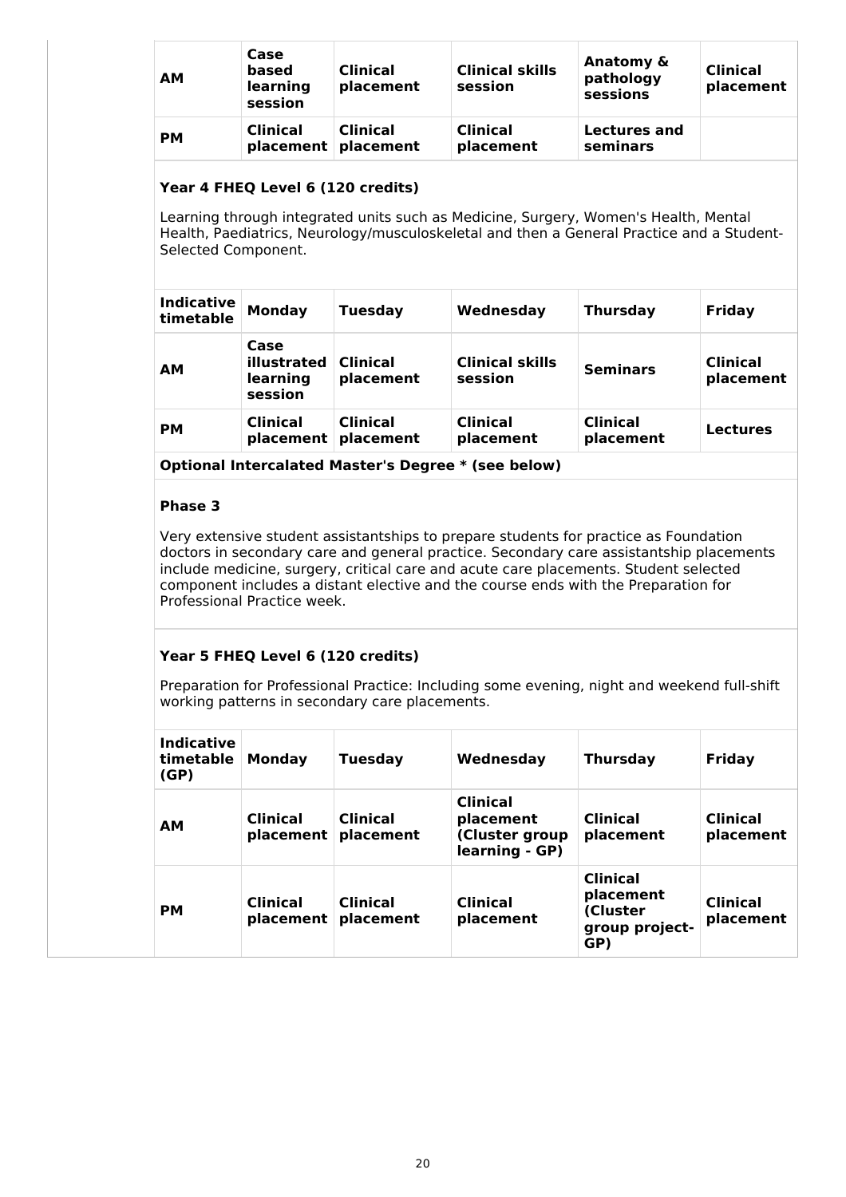| AM | Case based learning session | Clinical placement | Clinical skills session | Anatomy & pathology sessions | Clinical placement |
|---|---|---|---|---|---|
| PM | Clinical placement | Clinical placement | Clinical placement | Lectures and seminars | |

### Year 4 FHEQ Level 6 (120 credits)

Learning through integrated units such as Medicine, Surgery, Women's Health, Mental Health, Paediatrics, Neurology/musculoskeletal and then a General Practice and a Student-Selected Component.

| Indicative timetable | Monday | Tuesday | Wednesday | Thursday | Friday |
|---|---|---|---|---|---|
| AM | Case illustrated learning session | Clinical placement | Clinical skills session | Seminars | Clinical placement |
| PM | Clinical placement | Clinical placement | Clinical placement | Clinical placement | Lectures |

**Optional Intercalated Master's Degree * (see below)**

### Phase 3

Very extensive student assistantships to prepare students for practice as Foundation doctors in secondary care and general practice. Secondary care assistantship placements include medicine, surgery, critical care and acute care placements. Student selected component includes a distant elective and the course ends with the Preparation for Professional Practice week.

### Year 5 FHEQ Level 6 (120 credits)

Preparation for Professional Practice: Including some evening, night and weekend full-shift working patterns in secondary care placements.

| Indicative timetable (GP) | Monday | Tuesday | Wednesday | Thursday | Friday |
|---|---|---|---|---|---|
| AM | Clinical placement | Clinical placement | Clinical placement (Cluster group learning - GP) | Clinical placement | Clinical placement |
| PM | Clinical placement | Clinical placement | Clinical placement | Clinical placement (Cluster group project-GP) | Clinical placement |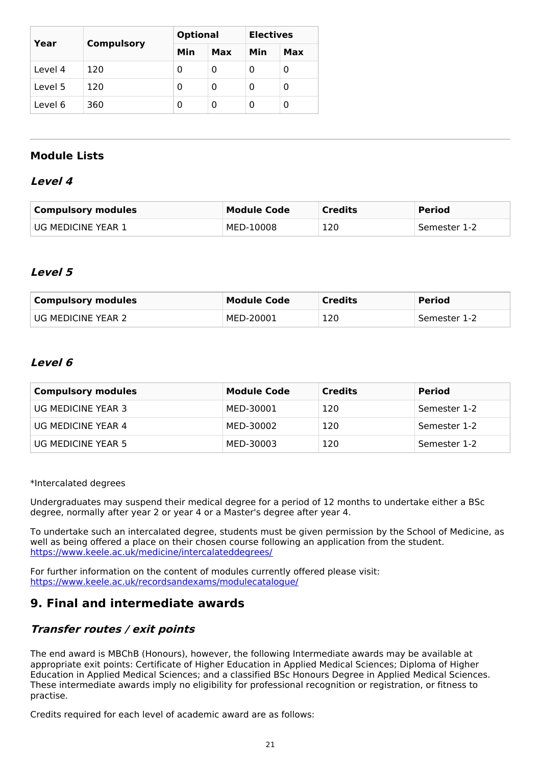| Year | Compulsory | Optional | | Electives | |
|---|---|---|---|---|---|
| | | Min | Max | Min | Max |
| Level 4 | 120 | 0 | 0 | 0 | 0 |
| Level 5 | 120 | 0 | 0 | 0 | 0 |
| Level 6 | 360 | 0 | 0 | 0 | 0 |

### Module Lists

#### *Level 4*

| Compulsory modules | Module Code | Credits | Period |
|---|---|---|---|
| UG MEDICINE YEAR 1 | MED-10008 | 120 | Semester 1-2 |

#### *Level 5*

| Compulsory modules | Module Code | Credits | Period |
|---|---|---|---|
| UG MEDICINE YEAR 2 | MED-20001 | 120 | Semester 1-2 |

#### *Level 6*

| Compulsory modules | Module Code | Credits | Period |
|---|---|---|---|
| UG MEDICINE YEAR 3 | MED-30001 | 120 | Semester 1-2 |
| UG MEDICINE YEAR 4 | MED-30002 | 120 | Semester 1-2 |
| UG MEDICINE YEAR 5 | MED-30003 | 120 | Semester 1-2 |

*Intercalated degrees

Undergraduates may suspend their medical degree for a period of 12 months to undertake either a BSc degree, normally after year 2 or year 4 or a Master's degree after year 4.

To undertake such an intercalated degree, students must be given permission by the School of Medicine, as well as being offered a place on their chosen course following an application from the student. https://www.keele.ac.uk/medicine/intercalateddegrees/

For further information on the content of modules currently offered please visit: https://www.keele.ac.uk/recordsandexams/modulecatalogue/

## 9. Final and intermediate awards

### *Transfer routes / exit points*

The end award is MBChB (Honours), however, the following Intermediate awards may be available at appropriate exit points: Certificate of Higher Education in Applied Medical Sciences; Diploma of Higher Education in Applied Medical Sciences; and a classified BSc Honours Degree in Applied Medical Sciences. These intermediate awards imply no eligibility for professional recognition or registration, or fitness to practise.

Credits required for each level of academic award are as follows: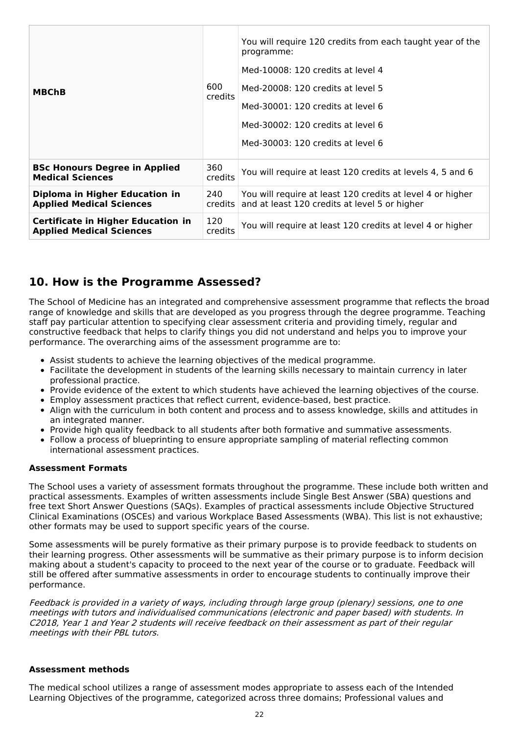| | | |
|---|---|---|
| **MBChB** | 600 credits | You will require 120 credits from each taught year of the programme:<br>Med-10008: 120 credits at level 4<br>Med-20008: 120 credits at level 5<br>Med-30001: 120 credits at level 6<br>Med-30002: 120 credits at level 6<br>Med-30003: 120 credits at level 6 |
| **BSc Honours Degree in Applied Medical Sciences** | 360 credits | You will require at least 120 credits at levels 4, 5 and 6 |
| **Diploma in Higher Education in Applied Medical Sciences** | 240 credits | You will require at least 120 credits at level 4 or higher and at least 120 credits at level 5 or higher |
| **Certificate in Higher Education in Applied Medical Sciences** | 120 credits | You will require at least 120 credits at level 4 or higher |

## 10. How is the Programme Assessed?

The School of Medicine has an integrated and comprehensive assessment programme that reflects the broad range of knowledge and skills that are developed as you progress through the degree programme. Teaching staff pay particular attention to specifying clear assessment criteria and providing timely, regular and constructive feedback that helps to clarify things you did not understand and helps you to improve your performance. The overarching aims of the assessment programme are to:

- Assist students to achieve the learning objectives of the medical programme.
- Facilitate the development in students of the learning skills necessary to maintain currency in later professional practice.
- Provide evidence of the extent to which students have achieved the learning objectives of the course.
- Employ assessment practices that reflect current, evidence-based, best practice.
- Align with the curriculum in both content and process and to assess knowledge, skills and attitudes in an integrated manner.
- Provide high quality feedback to all students after both formative and summative assessments.
- Follow a process of blueprinting to ensure appropriate sampling of material reflecting common international assessment practices.

**Assessment Formats**

The School uses a variety of assessment formats throughout the programme. These include both written and practical assessments. Examples of written assessments include Single Best Answer (SBA) questions and free text Short Answer Questions (SAQs). Examples of practical assessments include Objective Structured Clinical Examinations (OSCEs) and various Workplace Based Assessments (WBA). This list is not exhaustive; other formats may be used to support specific years of the course.

Some assessments will be purely formative as their primary purpose is to provide feedback to students on their learning progress. Other assessments will be summative as their primary purpose is to inform decision making about a student's capacity to proceed to the next year of the course or to graduate. Feedback will still be offered after summative assessments in order to encourage students to continually improve their performance.

*Feedback is provided in a variety of ways, including through large group (plenary) sessions, one to one meetings with tutors and individualised communications (electronic and paper based) with students. In C2018, Year 1 and Year 2 students will receive feedback on their assessment as part of their regular meetings with their PBL tutors.*

**Assessment methods**

The medical school utilizes a range of assessment modes appropriate to assess each of the Intended Learning Objectives of the programme, categorized across three domains; Professional values and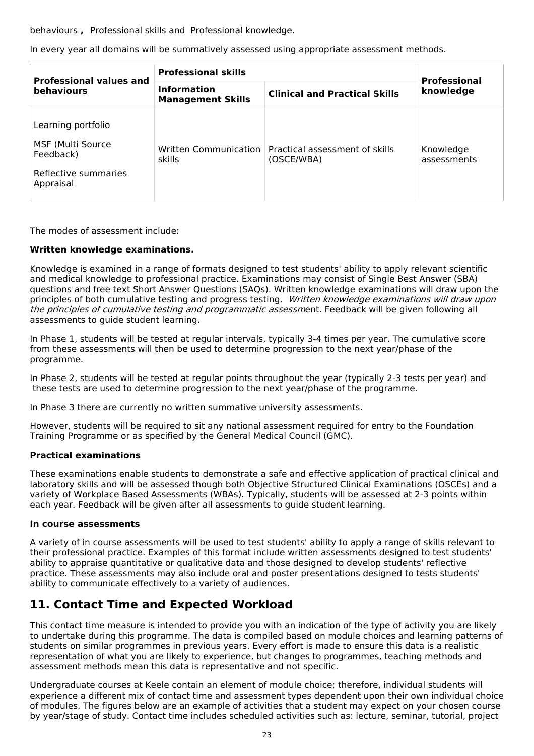behaviours **,** Professional skills and Professional knowledge.

In every year all domains will be summatively assessed using appropriate assessment methods.

| **Professional values and behaviours** | **Professional skills** | | **Professional knowledge** |
|---|---|---|---|
| | **Information Management Skills** | **Clinical and Practical Skills** | |
| Learning portfolio<br>MSF (Multi Source Feedback)<br>Reflective summaries<br>Appraisal | Written Communication skills | Practical assessment of skills (OSCE/WBA) | Knowledge assessments |

The modes of assessment include:

**Written knowledge examinations.**

Knowledge is examined in a range of formats designed to test students' ability to apply relevant scientific and medical knowledge to professional practice. Examinations may consist of Single Best Answer (SBA) questions and free text Short Answer Questions (SAQs). Written knowledge examinations will draw upon the principles of both cumulative testing and progress testing. *Written knowledge examinations will draw upon the principles of cumulative testing and programmatic assessm*ent. Feedback will be given following all assessments to guide student learning.

In Phase 1, students will be tested at regular intervals, typically 3-4 times per year. The cumulative score from these assessments will then be used to determine progression to the next year/phase of the programme.

In Phase 2, students will be tested at regular points throughout the year (typically 2-3 tests per year) and these tests are used to determine progression to the next year/phase of the programme.

In Phase 3 there are currently no written summative university assessments.

However, students will be required to sit any national assessment required for entry to the Foundation Training Programme or as specified by the General Medical Council (GMC).

**Practical examinations**

These examinations enable students to demonstrate a safe and effective application of practical clinical and laboratory skills and will be assessed though both Objective Structured Clinical Examinations (OSCEs) and a variety of Workplace Based Assessments (WBAs). Typically, students will be assessed at 2-3 points within each year. Feedback will be given after all assessments to guide student learning.

**In course assessments**

A variety of in course assessments will be used to test students' ability to apply a range of skills relevant to their professional practice. Examples of this format include written assessments designed to test students' ability to appraise quantitative or qualitative data and those designed to develop students' reflective practice. These assessments may also include oral and poster presentations designed to tests students' ability to communicate effectively to a variety of audiences.

## 11. Contact Time and Expected Workload

This contact time measure is intended to provide you with an indication of the type of activity you are likely to undertake during this programme. The data is compiled based on module choices and learning patterns of students on similar programmes in previous years. Every effort is made to ensure this data is a realistic representation of what you are likely to experience, but changes to programmes, teaching methods and assessment methods mean this data is representative and not specific.

Undergraduate courses at Keele contain an element of module choice; therefore, individual students will experience a different mix of contact time and assessment types dependent upon their own individual choice of modules. The figures below are an example of activities that a student may expect on your chosen course by year/stage of study. Contact time includes scheduled activities such as: lecture, seminar, tutorial, project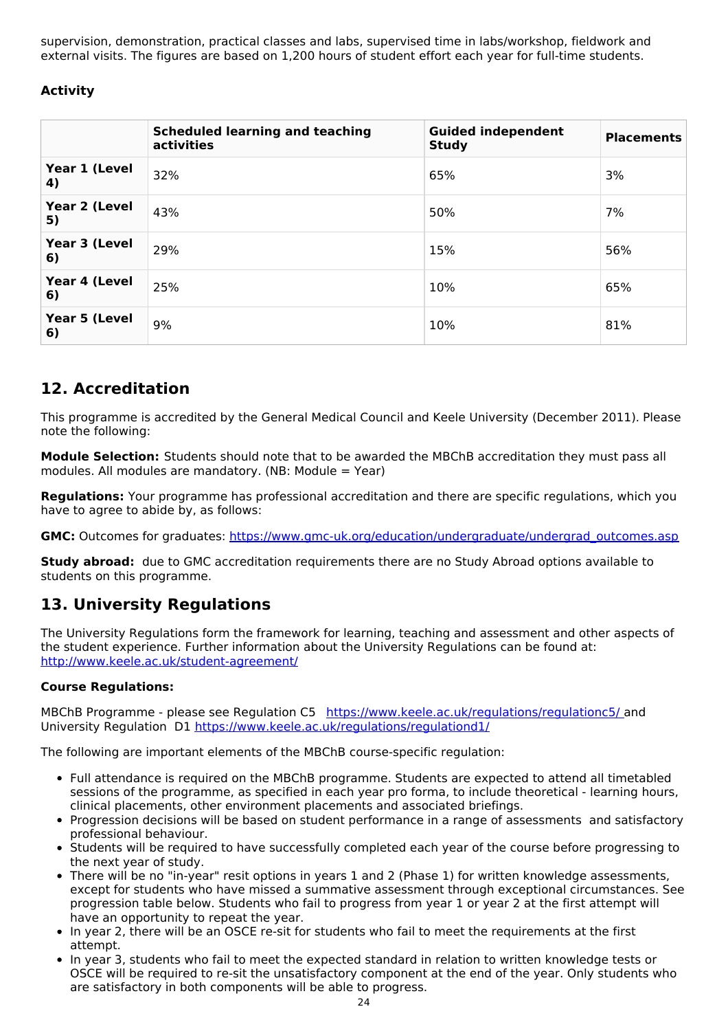supervision, demonstration, practical classes and labs, supervised time in labs/workshop, fieldwork and external visits. The figures are based on 1,200 hours of student effort each year for full-time students.

**Activity**

| | Scheduled learning and teaching activities | Guided independent Study | Placements |
|---|---|---|---|
| **Year 1 (Level 4)** | 32% | 65% | 3% |
| **Year 2 (Level 5)** | 43% | 50% | 7% |
| **Year 3 (Level 6)** | 29% | 15% | 56% |
| **Year 4 (Level 6)** | 25% | 10% | 65% |
| **Year 5 (Level 6)** | 9% | 10% | 81% |

## 12. Accreditation

This programme is accredited by the General Medical Council and Keele University (December 2011). Please note the following:

**Module Selection:** Students should note that to be awarded the MBChB accreditation they must pass all modules. All modules are mandatory. (NB: Module = Year)

**Regulations:** Your programme has professional accreditation and there are specific regulations, which you have to agree to abide by, as follows:

**GMC:** Outcomes for graduates: https://www.gmc-uk.org/education/undergraduate/undergrad_outcomes.asp

**Study abroad:** due to GMC accreditation requirements there are no Study Abroad options available to students on this programme.

## 13. University Regulations

The University Regulations form the framework for learning, teaching and assessment and other aspects of the student experience. Further information about the University Regulations can be found at: http://www.keele.ac.uk/student-agreement/

**Course Regulations:**

MBChB Programme - please see Regulation C5 https://www.keele.ac.uk/regulations/regulationc5/ and University Regulation D1 https://www.keele.ac.uk/regulations/regulationd1/

The following are important elements of the MBChB course-specific regulation:

- Full attendance is required on the MBChB programme. Students are expected to attend all timetabled sessions of the programme, as specified in each year pro forma, to include theoretical - learning hours, clinical placements, other environment placements and associated briefings.
- Progression decisions will be based on student performance in a range of assessments and satisfactory professional behaviour.
- Students will be required to have successfully completed each year of the course before progressing to the next year of study.
- There will be no "in-year" resit options in years 1 and 2 (Phase 1) for written knowledge assessments, except for students who have missed a summative assessment through exceptional circumstances. See progression table below. Students who fail to progress from year 1 or year 2 at the first attempt will have an opportunity to repeat the year.
- In year 2, there will be an OSCE re-sit for students who fail to meet the requirements at the first attempt.
- In year 3, students who fail to meet the expected standard in relation to written knowledge tests or OSCE will be required to re-sit the unsatisfactory component at the end of the year. Only students who are satisfactory in both components will be able to progress.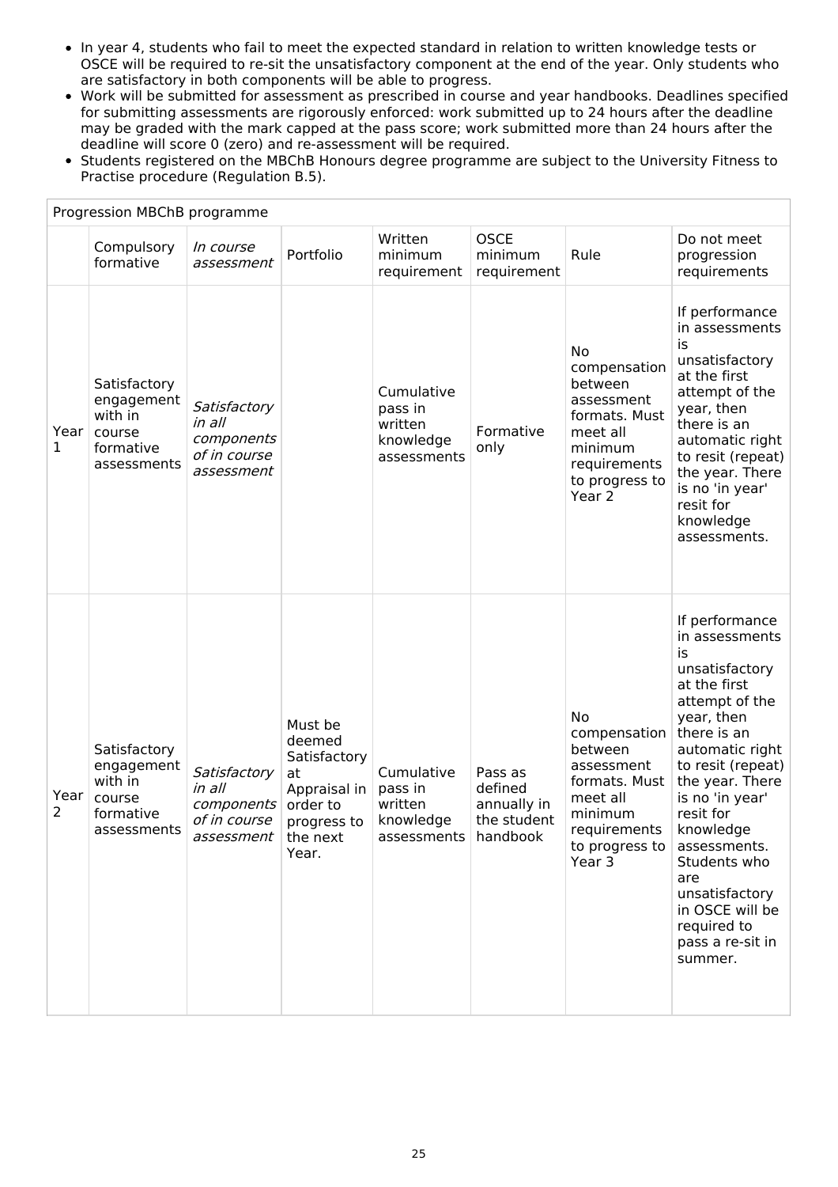- In year 4, students who fail to meet the expected standard in relation to written knowledge tests or OSCE will be required to re-sit the unsatisfactory component at the end of the year. Only students who are satisfactory in both components will be able to progress.
- Work will be submitted for assessment as prescribed in course and year handbooks. Deadlines specified for submitting assessments are rigorously enforced: work submitted up to 24 hours after the deadline may be graded with the mark capped at the pass score; work submitted more than 24 hours after the deadline will score 0 (zero) and re-assessment will be required.
- Students registered on the MBChB Honours degree programme are subject to the University Fitness to Practise procedure (Regulation B.5).

| Progression MBChB programme | | | | | | | |
|---|---|---|---|---|---|---|---|
| | Compulsory formative | *In course assessment* | Portfolio | Written minimum requirement | OSCE minimum requirement | Rule | Do not meet progression requirements |
| Year 1 | Satisfactory engagement with in course formative assessments | *Satisfactory in all components of in course assessment* | | Cumulative pass in written knowledge assessments | Formative only | No compensation between assessment formats. Must meet all minimum requirements to progress to Year 2 | If performance in assessments is unsatisfactory at the first attempt of the year, then there is an automatic right to resit (repeat) the year. There is no 'in year' resit for knowledge assessments. |
| Year 2 | Satisfactory engagement with in course formative assessments | *Satisfactory in all components of in course assessment* | Must be deemed Satisfactory at Appraisal in order to progress to the next Year. | Cumulative pass in written knowledge assessments | Pass as defined annually in the student handbook | No compensation between assessment formats. Must meet all minimum requirements to progress to Year 3 | If performance in assessments is unsatisfactory at the first attempt of the year, then there is an automatic right to resit (repeat) the year. There is no 'in year' resit for knowledge assessments. Students who are unsatisfactory in OSCE will be required to pass a re-sit in summer. |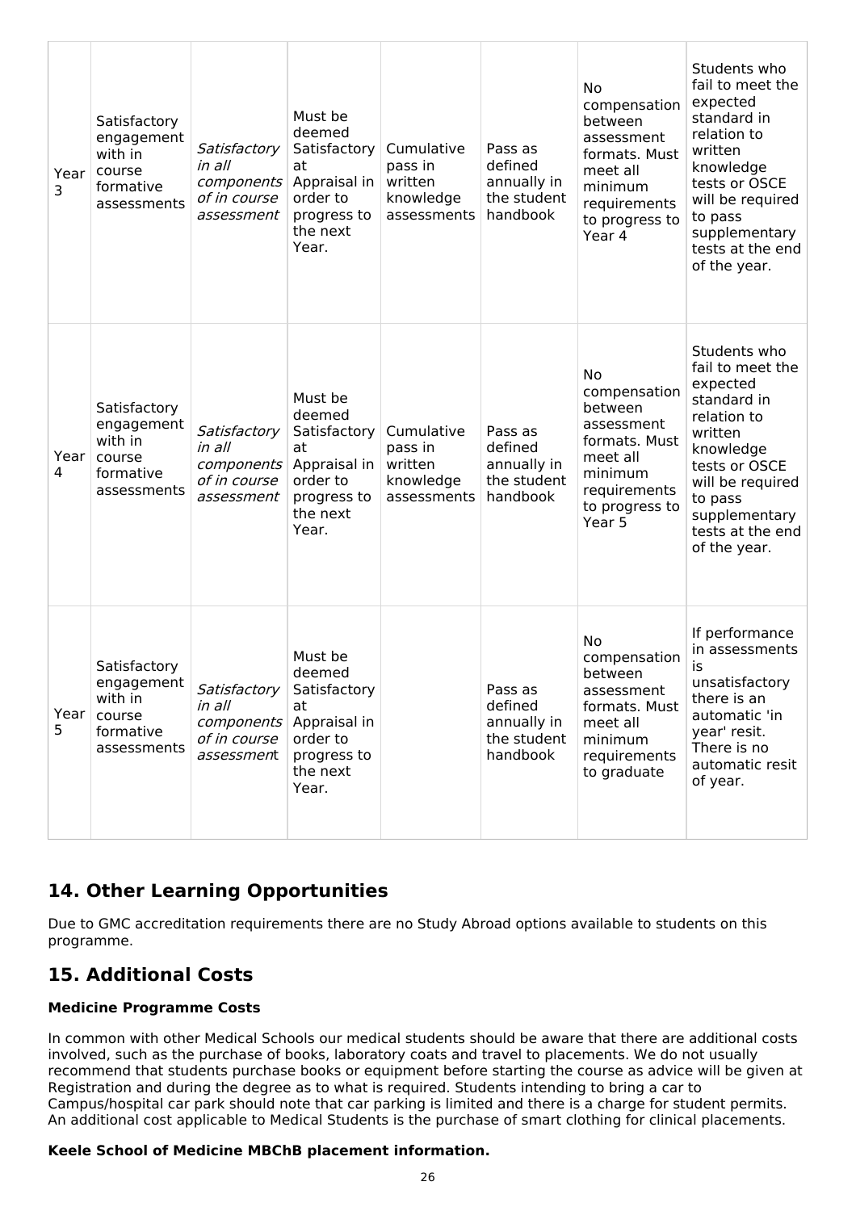| Year 3 | Satisfactory engagement with in course formative assessments | *Satisfactory in all components of in course assessment* | Must be deemed Satisfactory at Appraisal in order to progress to the next Year. | Cumulative pass in written knowledge assessments | Pass as defined annually in the student handbook | No compensation between assessment formats. Must meet all minimum requirements to progress to Year 4 | Students who fail to meet the expected standard in relation to written knowledge tests or OSCE will be required to pass supplementary tests at the end of the year. |
|---|---|---|---|---|---|---|---|
| Year 4 | Satisfactory engagement with in course formative assessments | *Satisfactory in all components of in course assessment* | Must be deemed Satisfactory at Appraisal in order to progress to the next Year. | Cumulative pass in written knowledge assessments | Pass as defined annually in the student handbook | No compensation between assessment formats. Must meet all minimum requirements to progress to Year 5 | Students who fail to meet the expected standard in relation to written knowledge tests or OSCE will be required to pass supplementary tests at the end of the year. |
| Year 5 | Satisfactory engagement with in course formative assessments | *Satisfactory in all components of in course assessment* | Must be deemed Satisfactory at Appraisal in order to progress to the next Year. | | Pass as defined annually in the student handbook | No compensation between assessment formats. Must meet all minimum requirements to graduate | If performance in assessments is unsatisfactory there is an automatic 'in year' resit. There is no automatic resit of year. |

## 14. Other Learning Opportunities

Due to GMC accreditation requirements there are no Study Abroad options available to students on this programme.

## 15. Additional Costs

**Medicine Programme Costs**

In common with other Medical Schools our medical students should be aware that there are additional costs involved, such as the purchase of books, laboratory coats and travel to placements. We do not usually recommend that students purchase books or equipment before starting the course as advice will be given at Registration and during the degree as to what is required. Students intending to bring a car to Campus/hospital car park should note that car parking is limited and there is a charge for student permits. An additional cost applicable to Medical Students is the purchase of smart clothing for clinical placements.

**Keele School of Medicine MBChB placement information.**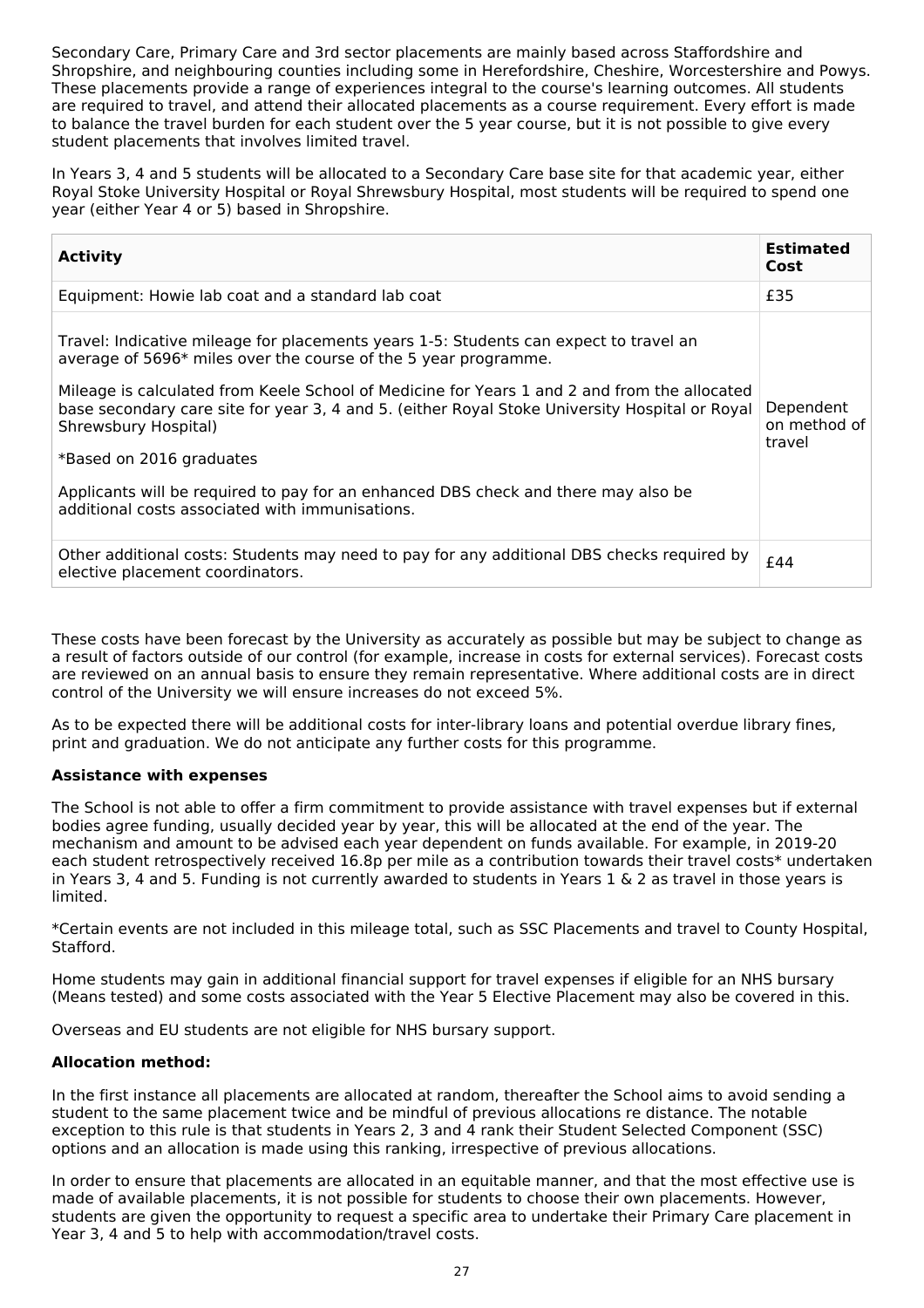Secondary Care, Primary Care and 3rd sector placements are mainly based across Staffordshire and Shropshire, and neighbouring counties including some in Herefordshire, Cheshire, Worcestershire and Powys. These placements provide a range of experiences integral to the course's learning outcomes. All students are required to travel, and attend their allocated placements as a course requirement. Every effort is made to balance the travel burden for each student over the 5 year course, but it is not possible to give every student placements that involves limited travel.

In Years 3, 4 and 5 students will be allocated to a Secondary Care base site for that academic year, either Royal Stoke University Hospital or Royal Shrewsbury Hospital, most students will be required to spend one year (either Year 4 or 5) based in Shropshire.

| **Activity** | **Estimated Cost** |
|---|---|
| Equipment: Howie lab coat and a standard lab coat | £35 |
| Travel: Indicative mileage for placements years 1-5: Students can expect to travel an average of 5696* miles over the course of the 5 year programme.<br><br>Mileage is calculated from Keele School of Medicine for Years 1 and 2 and from the allocated base secondary care site for year 3, 4 and 5. (either Royal Stoke University Hospital or Royal Shrewsbury Hospital)<br><br>*Based on 2016 graduates<br><br>Applicants will be required to pay for an enhanced DBS check and there may also be additional costs associated with immunisations. | Dependent on method of travel |
| Other additional costs: Students may need to pay for any additional DBS checks required by elective placement coordinators. | £44 |

These costs have been forecast by the University as accurately as possible but may be subject to change as a result of factors outside of our control (for example, increase in costs for external services). Forecast costs are reviewed on an annual basis to ensure they remain representative. Where additional costs are in direct control of the University we will ensure increases do not exceed 5%.

As to be expected there will be additional costs for inter-library loans and potential overdue library fines, print and graduation. We do not anticipate any further costs for this programme.

**Assistance with expenses**

The School is not able to offer a firm commitment to provide assistance with travel expenses but if external bodies agree funding, usually decided year by year, this will be allocated at the end of the year. The mechanism and amount to be advised each year dependent on funds available. For example, in 2019-20 each student retrospectively received 16.8p per mile as a contribution towards their travel costs* undertaken in Years 3, 4 and 5. Funding is not currently awarded to students in Years 1 & 2 as travel in those years is limited.

*Certain events are not included in this mileage total, such as SSC Placements and travel to County Hospital, Stafford.

Home students may gain in additional financial support for travel expenses if eligible for an NHS bursary (Means tested) and some costs associated with the Year 5 Elective Placement may also be covered in this.

Overseas and EU students are not eligible for NHS bursary support.

**Allocation method:**

In the first instance all placements are allocated at random, thereafter the School aims to avoid sending a student to the same placement twice and be mindful of previous allocations re distance. The notable exception to this rule is that students in Years 2, 3 and 4 rank their Student Selected Component (SSC) options and an allocation is made using this ranking, irrespective of previous allocations.

In order to ensure that placements are allocated in an equitable manner, and that the most effective use is made of available placements, it is not possible for students to choose their own placements. However, students are given the opportunity to request a specific area to undertake their Primary Care placement in Year 3, 4 and 5 to help with accommodation/travel costs.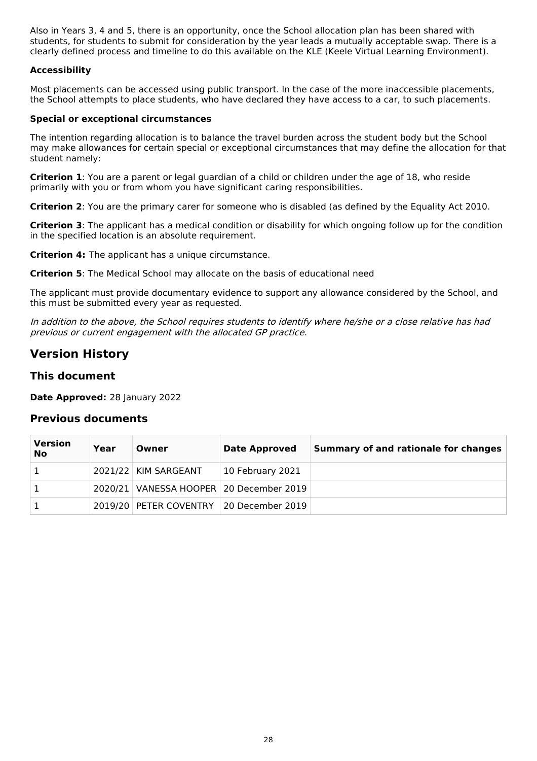Also in Years 3, 4 and 5, there is an opportunity, once the School allocation plan has been shared with students, for students to submit for consideration by the year leads a mutually acceptable swap. There is a clearly defined process and timeline to do this available on the KLE (Keele Virtual Learning Environment).

**Accessibility**

Most placements can be accessed using public transport. In the case of the more inaccessible placements, the School attempts to place students, who have declared they have access to a car, to such placements.

**Special or exceptional circumstances**

The intention regarding allocation is to balance the travel burden across the student body but the School may make allowances for certain special or exceptional circumstances that may define the allocation for that student namely:

**Criterion 1**: You are a parent or legal guardian of a child or children under the age of 18, who reside primarily with you or from whom you have significant caring responsibilities.

**Criterion 2**: You are the primary carer for someone who is disabled (as defined by the Equality Act 2010.

**Criterion 3**: The applicant has a medical condition or disability for which ongoing follow up for the condition in the specified location is an absolute requirement.

**Criterion 4:** The applicant has a unique circumstance.

**Criterion 5**: The Medical School may allocate on the basis of educational need

The applicant must provide documentary evidence to support any allowance considered by the School, and this must be submitted every year as requested.

*In addition to the above, the School requires students to identify where he/she or a close relative has had previous or current engagement with the allocated GP practice.*

## Version History

### This document

**Date Approved:** 28 January 2022

### Previous documents

| Version No | Year | Owner | Date Approved | Summary of and rationale for changes |
|---|---|---|---|---|
| 1 | 2021/22 | KIM SARGEANT | 10 February 2021 | |
| 1 | 2020/21 | VANESSA HOOPER | 20 December 2019 | |
| 1 | 2019/20 | PETER COVENTRY | 20 December 2019 | |